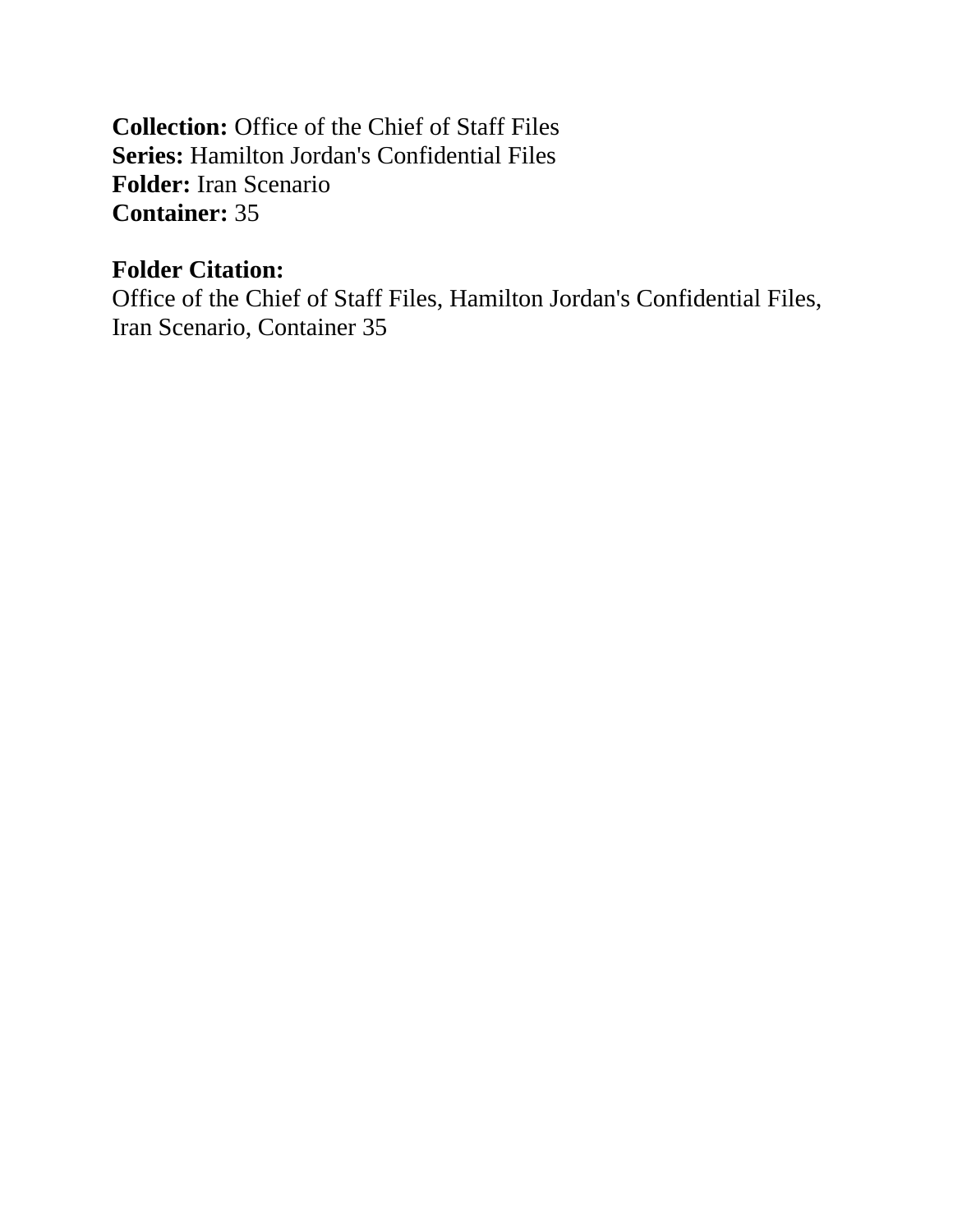**Collection:** Office of the Chief of Staff Files
**Series:** Hamilton Jordan's Confidential Files
**Folder:** Iran Scenario
**Container:** 35

**Folder Citation:**
Office of the Chief of Staff Files, Hamilton Jordan's Confidential Files, Iran Scenario, Container 35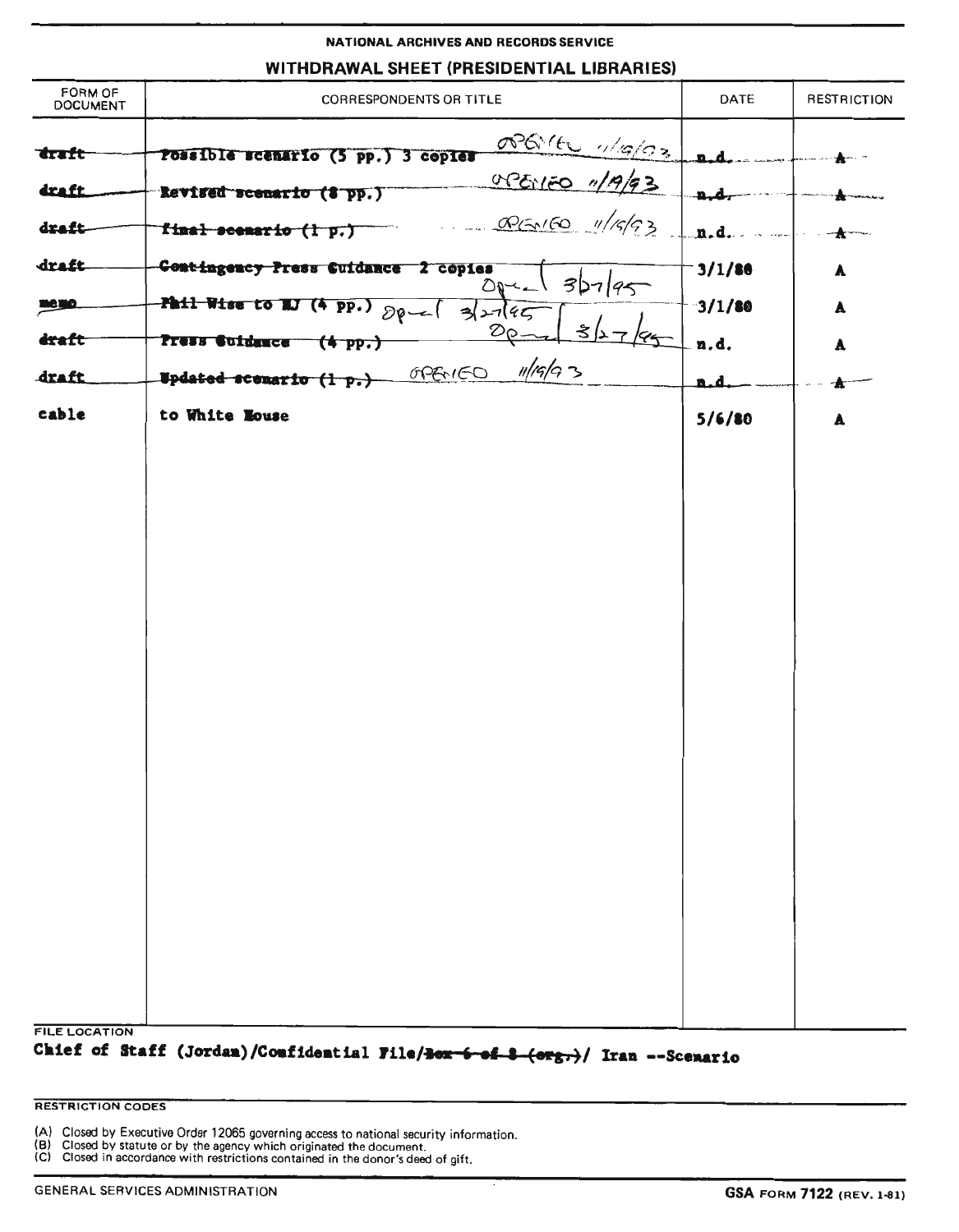**NATIONAL ARCHIVES AND RECORDS SERVICE**

**WITHDRAWAL SHEET (PRESIDENTIAL LIBRARIES)**

| FORM OF DOCUMENT | CORRESPONDENTS OR TITLE | DATE | RESTRICTION |
|---|---|---|---|
| ~~draft~~ | ~~Possible scenario (5 pp.) 3 copies~~ OPENED 11/9/93 | ~~n.d.~~ | ~~A~~ |
| ~~draft~~ | ~~Revised scenario (8 pp.)~~ OPENED 11/9/93 | ~~n.d.~~ | ~~A~~ |
| ~~draft~~ | ~~final scenario (1 p.)~~ OPENED 11/9/93 | ~~n.d.~~ | ~~A~~ |
| ~~draft~~ | ~~Contingency Press Guidance 2 copies~~ Open 3/27/95 | 3/1/80 | A |
| ~~memo~~ | ~~Phil Wise to HJ (4 pp.)~~ Open 3/27/95 | 3/1/80 | A |
| ~~draft~~ | ~~Press Guidance (4 pp.)~~ Open 3/27/95 | n.d. | A |
| ~~draft~~ | ~~Updated scenario (1 p.)~~ OPENED 11/9/93 | ~~n.d.~~ | ~~A~~ |
| cable | to White House | 5/6/80 | A |

**FILE LOCATION**

Chief of Staff (Jordan)/Confidential File/~~Box 6 of 8 (org.)~~/ Iran --Scenario

**RESTRICTION CODES**

(A) Closed by Executive Order 12065 governing access to national security information.
(B) Closed by statute or by the agency which originated the document.
(C) Closed in accordance with restrictions contained in the donor's deed of gift.

GENERAL SERVICES ADMINISTRATION

GSA FORM 7122 (REV. 1-81)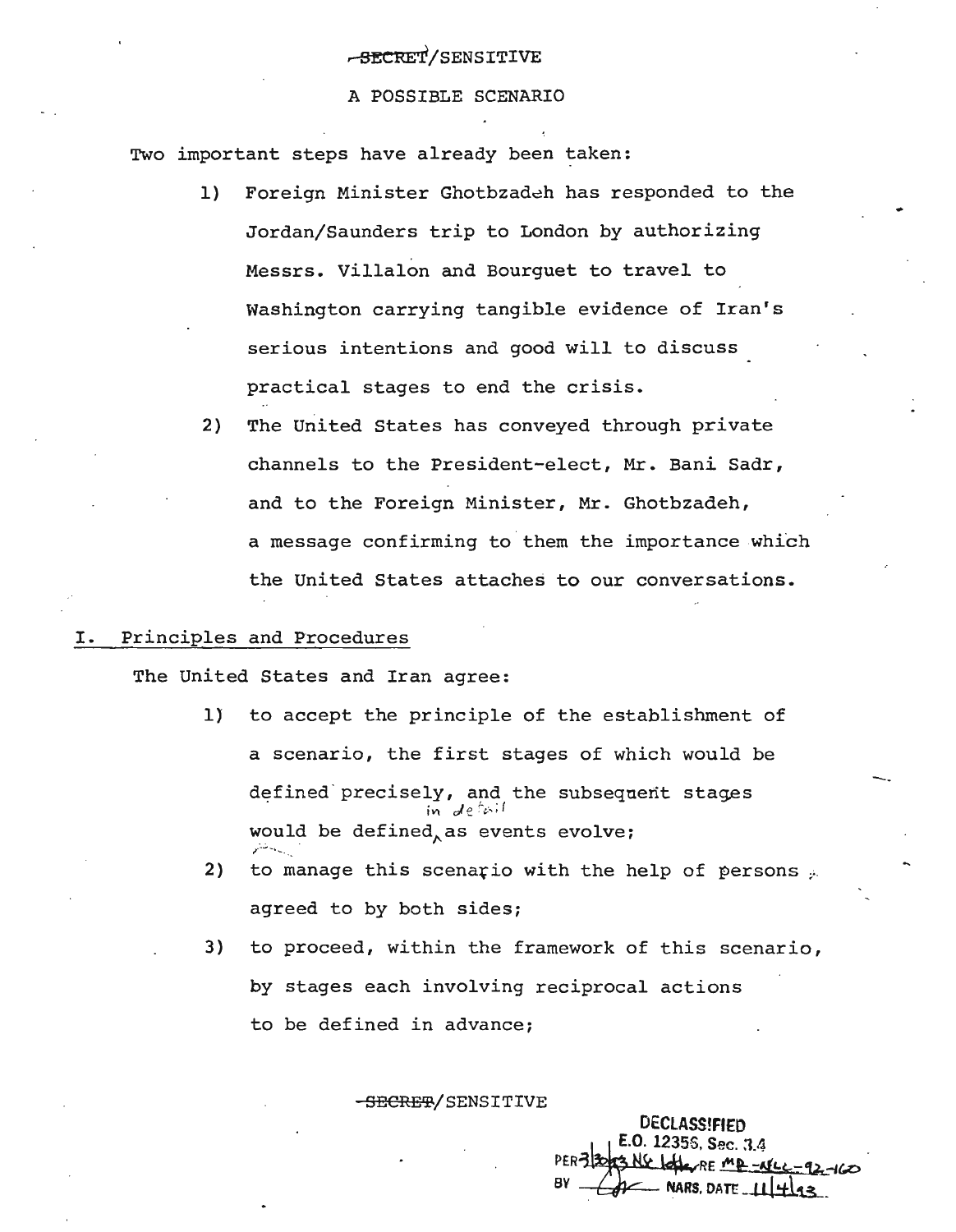SECRET/SENSITIVE

A POSSIBLE SCENARIO

Two important steps have already been taken:

1) Foreign Minister Ghotbzadeh has responded to the Jordan/Saunders trip to London by authorizing Messrs. Villalon and Bourguet to travel to Washington carrying tangible evidence of Iran's serious intentions and good will to discuss practical stages to end the crisis.

2) The United States has conveyed through private channels to the President-elect, Mr. Bani Sadr, and to the Foreign Minister, Mr. Ghotbzadeh, a message confirming to them the importance which the United States attaches to our conversations.

## I. Principles and Procedures

The United States and Iran agree:

1) to accept the principle of the establishment of a scenario, the first stages of which would be defined precisely, and the subsequent stages would be defined in detail as events evolve;

2) to manage this scenario with the help of persons agreed to by both sides;

3) to proceed, within the framework of this scenario, by stages each involving reciprocal actions to be defined in advance;

SECRET/SENSITIVE

DECLASSIFIED
E.O. 12356, Sec. 3.4
PER 3/30/93 NSC letter RE MR-NLC-92-160
BY [initials] NARS, DATE 11/4/93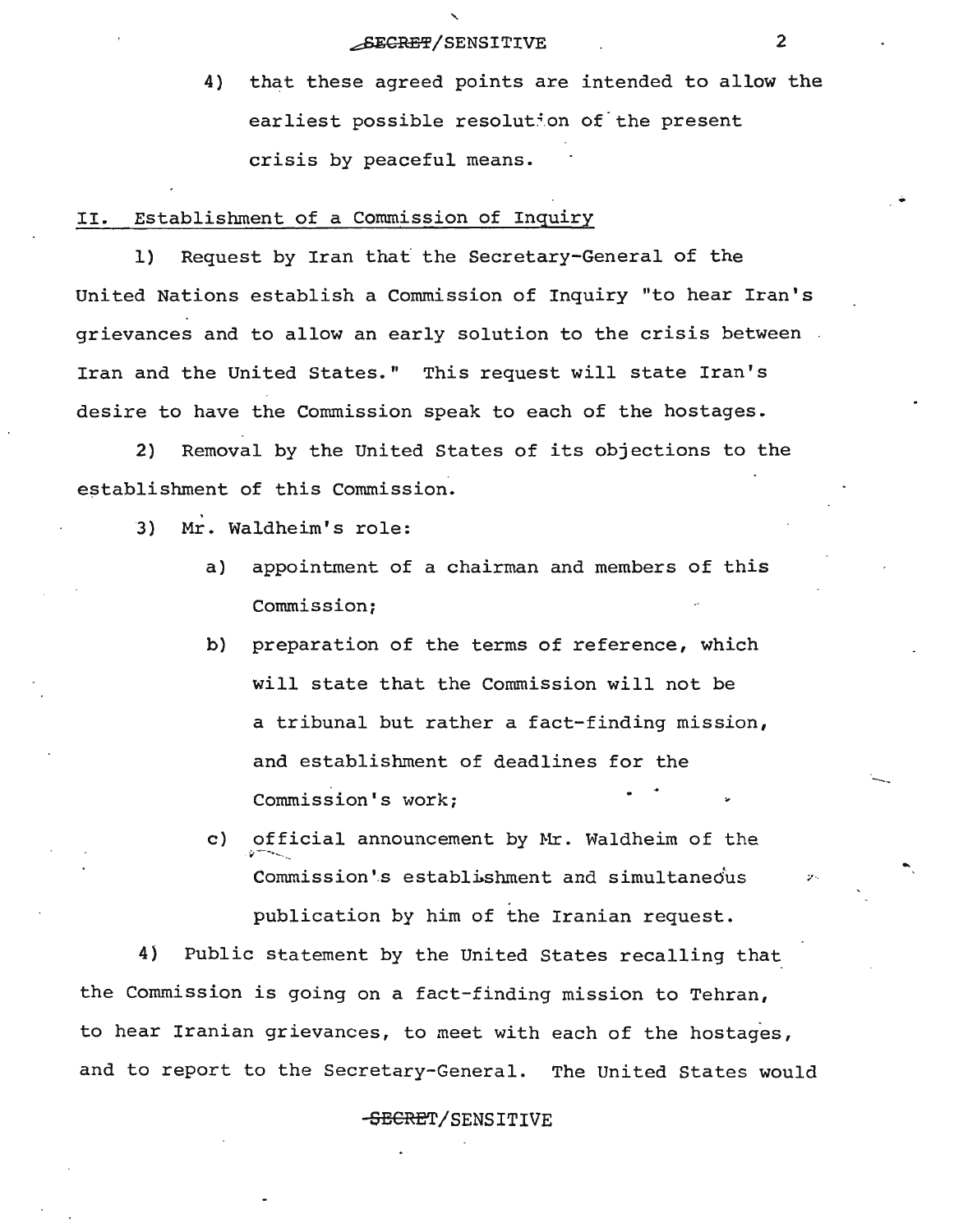4) that these agreed points are intended to allow the earliest possible resolution of the present crisis by peaceful means.

## II. Establishment of a Commission of Inquiry

1) Request by Iran that the Secretary-General of the United Nations establish a Commission of Inquiry "to hear Iran's grievances and to allow an early solution to the crisis between Iran and the United States." This request will state Iran's desire to have the Commission speak to each of the hostages.

2) Removal by the United States of its objections to the establishment of this Commission.

3) Mr. Waldheim's role:

   a) appointment of a chairman and members of this Commission;

   b) preparation of the terms of reference, which will state that the Commission will not be a tribunal but rather a fact-finding mission, and establishment of deadlines for the Commission's work;

   c) official announcement by Mr. Waldheim of the Commission's establishment and simultaneous publication by him of the Iranian request.

4) Public statement by the United States recalling that the Commission is going on a fact-finding mission to Tehran, to hear Iranian grievances, to meet with each of the hostages, and to report to the Secretary-General. The United States would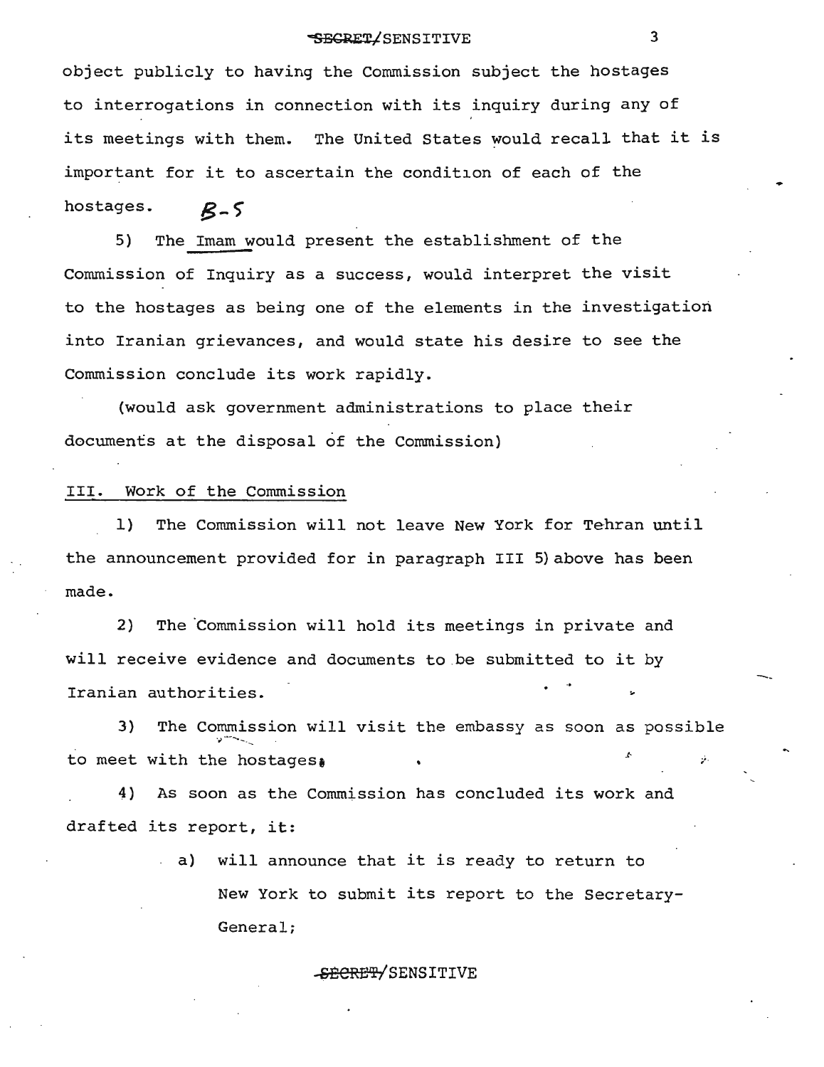object publicly to having the Commission subject the hostages to interrogations in connection with its inquiry during any of its meetings with them. The United States would recall that it is important for it to ascertain the condition of each of the hostages. *B-5*

5) The Imam would present the establishment of the Commission of Inquiry as a success, would interpret the visit to the hostages as being one of the elements in the investigation into Iranian grievances, and would state his desire to see the Commission conclude its work rapidly.

(would ask government administrations to place their documents at the disposal of the Commission)

III. Work of the Commission

1) The Commission will not leave New York for Tehran until the announcement provided for in paragraph III 5) above has been made.

2) The Commission will hold its meetings in private and will receive evidence and documents to be submitted to it by Iranian authorities.

3) The Commission will visit the embassy as soon as possible to meet with the hostages.

4) As soon as the Commission has concluded its work and drafted its report, it:

a) will announce that it is ready to return to New York to submit its report to the Secretary-General;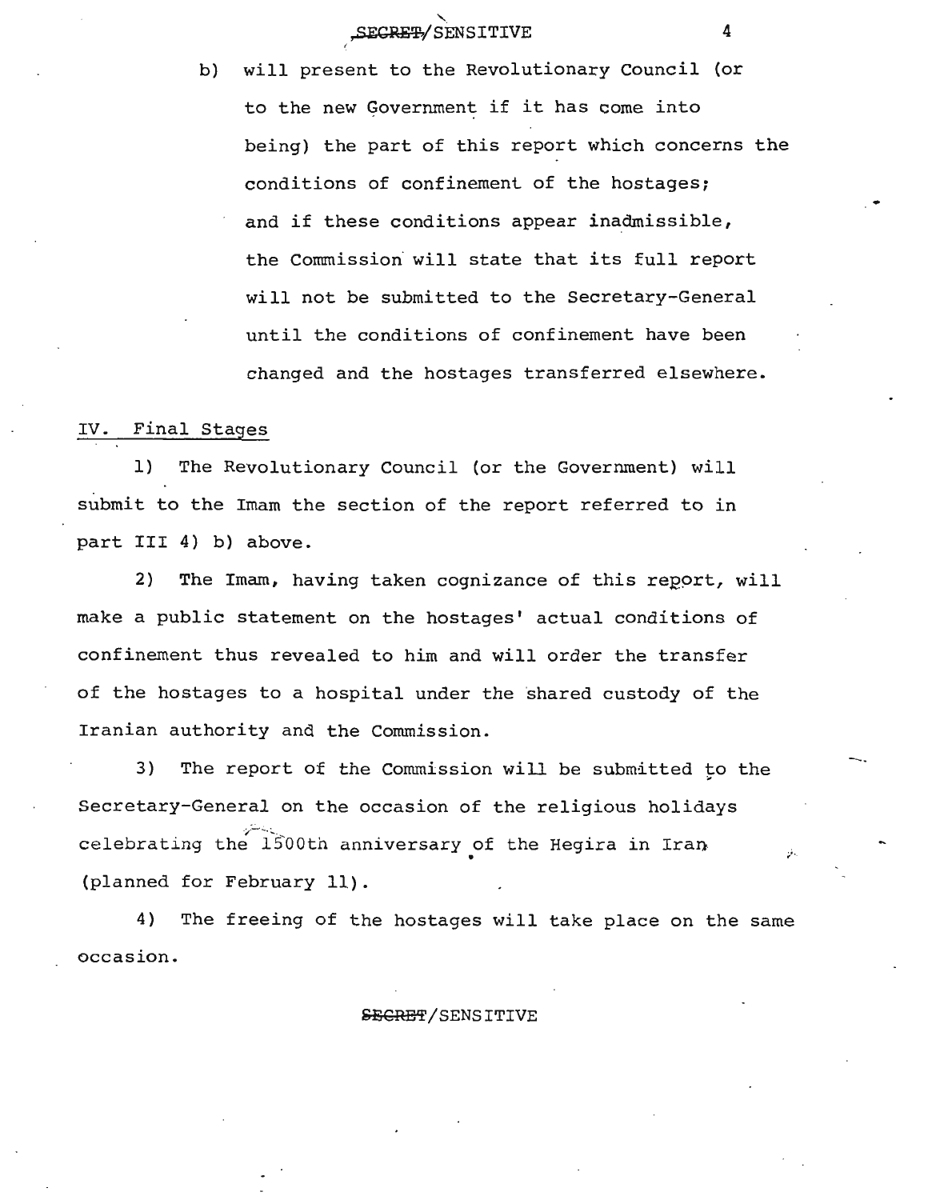b) will present to the Revolutionary Council (or to the new Government if it has come into being) the part of this report which concerns the conditions of confinement of the hostages; and if these conditions appear inadmissible, the Commission will state that its full report will not be submitted to the Secretary-General until the conditions of confinement have been changed and the hostages transferred elsewhere.

## IV. Final Stages

1) The Revolutionary Council (or the Government) will submit to the Imam the section of the report referred to in part III 4) b) above.

2) The Imam, having taken cognizance of this report, will make a public statement on the hostages' actual conditions of confinement thus revealed to him and will order the transfer of the hostages to a hospital under the shared custody of the Iranian authority and the Commission.

3) The report of the Commission will be submitted to the Secretary-General on the occasion of the religious holidays celebrating the 1500th anniversary of the Hegira in Iran (planned for February 11).

4) The freeing of the hostages will take place on the same occasion.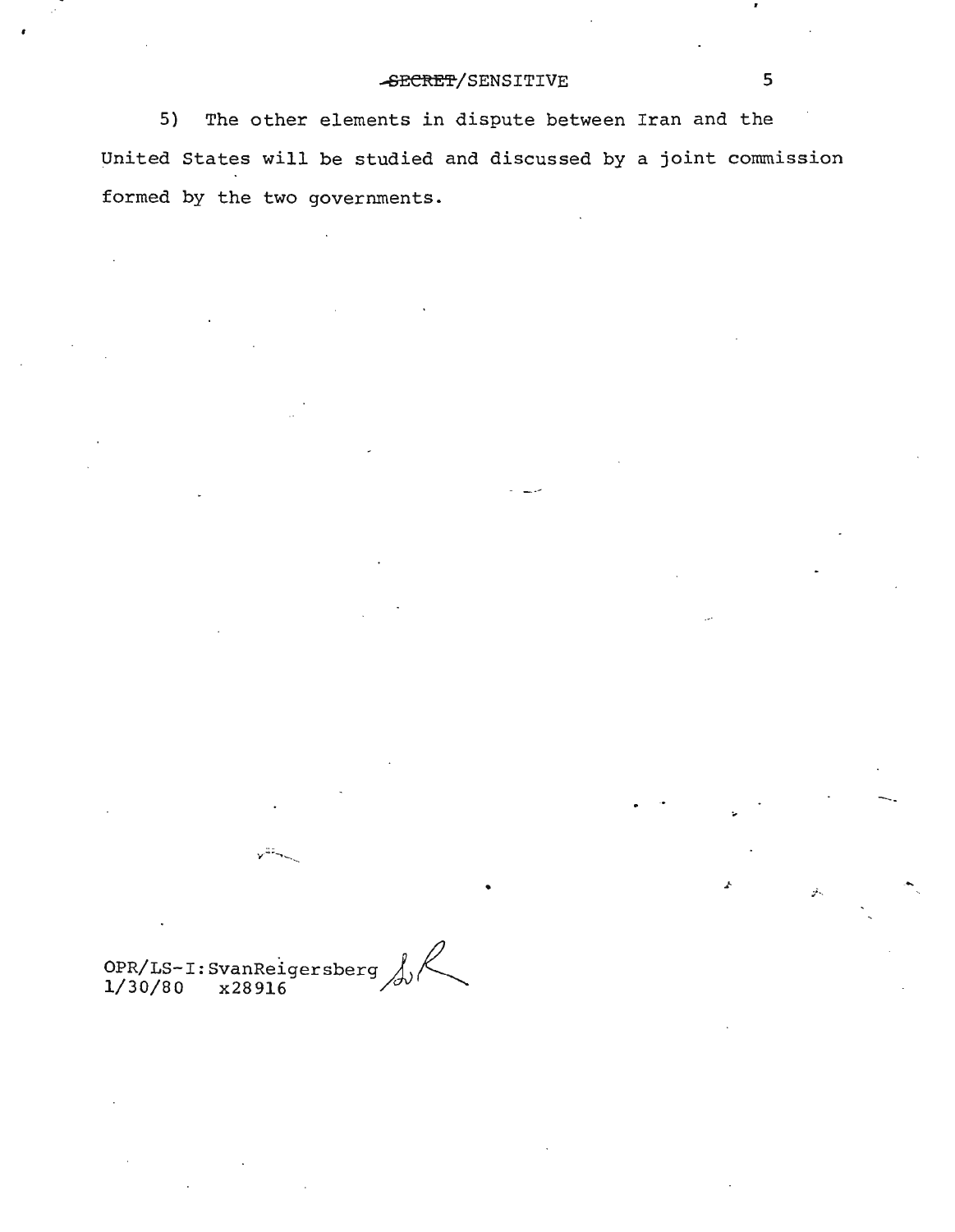5) The other elements in dispute between Iran and the United States will be studied and discussed by a joint commission formed by the two governments.

OPR/LS-I:SvanReigersberg
1/30/80 x28916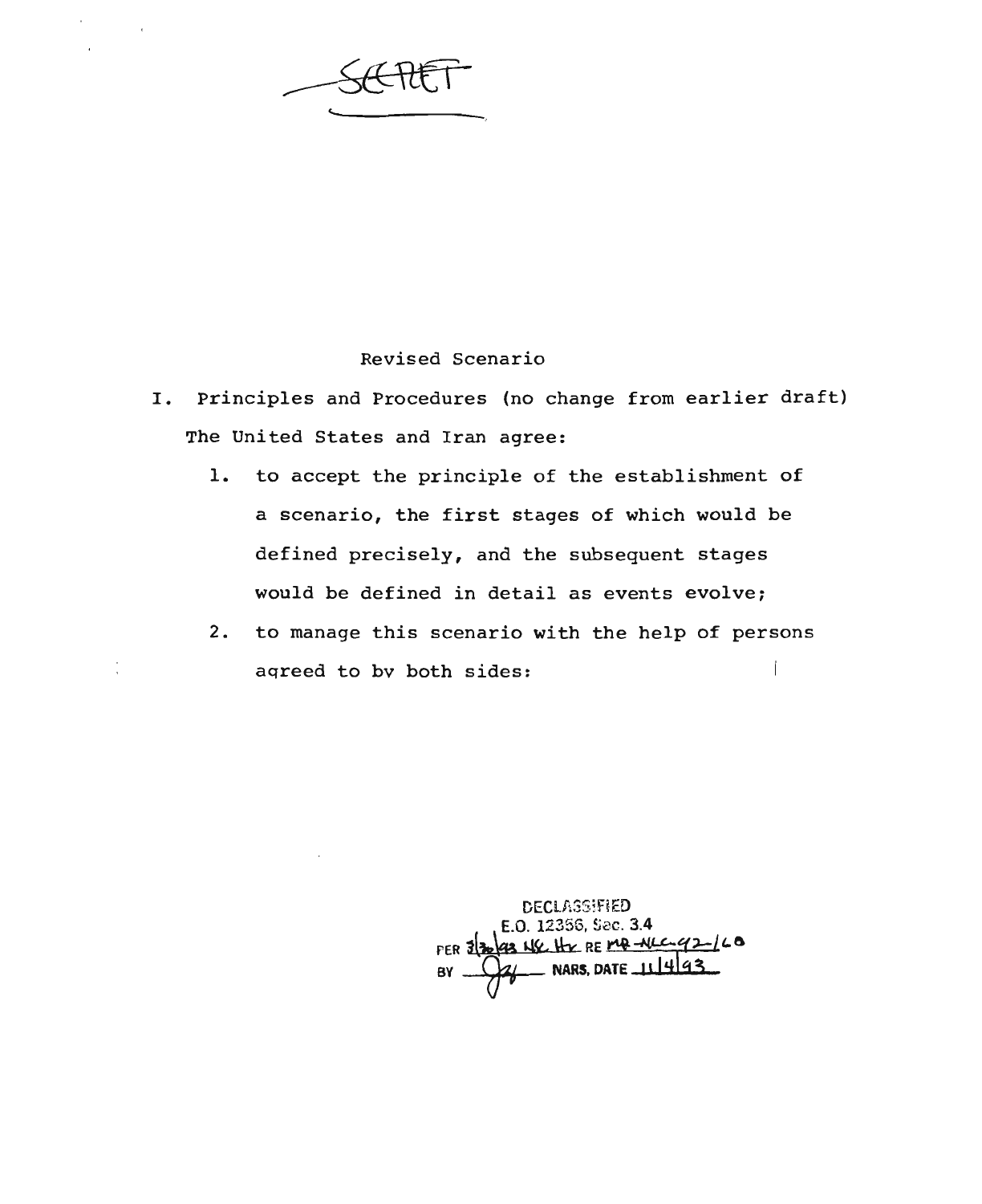SECRET

Revised Scenario

I. Principles and Procedures (no change from earlier draft)

The United States and Iran agree:

1. to accept the principle of the establishment of a scenario, the first stages of which would be defined precisely, and the subsequent stages would be defined in detail as events evolve;

2. to manage this scenario with the help of persons agreed to by both sides:

DECLASSIFIED
E.O. 12356, Sec. 3.4
PER 3/30/93 NSC Ltr RE NLC-92-160
BY [illegible] NARS, DATE 11/4/93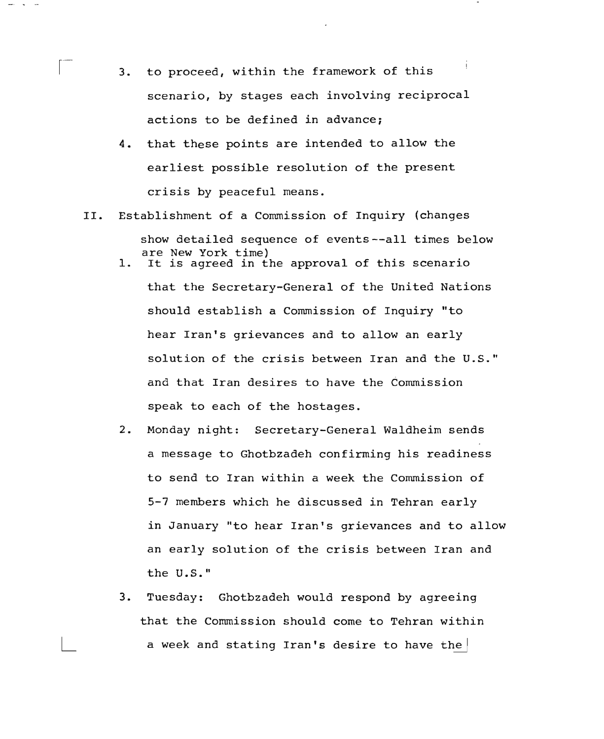3. to proceed, within the framework of this scenario, by stages each involving reciprocal actions to be defined in advance;
4. that these points are intended to allow the earliest possible resolution of the present crisis by peaceful means.

II. Establishment of a Commission of Inquiry (changes show detailed sequence of events--all times below are New York time)

1. It is agreed in the approval of this scenario that the Secretary-General of the United Nations should establish a Commission of Inquiry "to hear Iran's grievances and to allow an early solution of the crisis between Iran and the U.S." and that Iran desires to have the Commission speak to each of the hostages.
2. Monday night: Secretary-General Waldheim sends a message to Ghotbzadeh confirming his readiness to send to Iran within a week the Commission of 5-7 members which he discussed in Tehran early in January "to hear Iran's grievances and to allow an early solution of the crisis between Iran and the U.S."
3. Tuesday: Ghotbzadeh would respond by agreeing that the Commission should come to Tehran within a week and stating Iran's desire to have the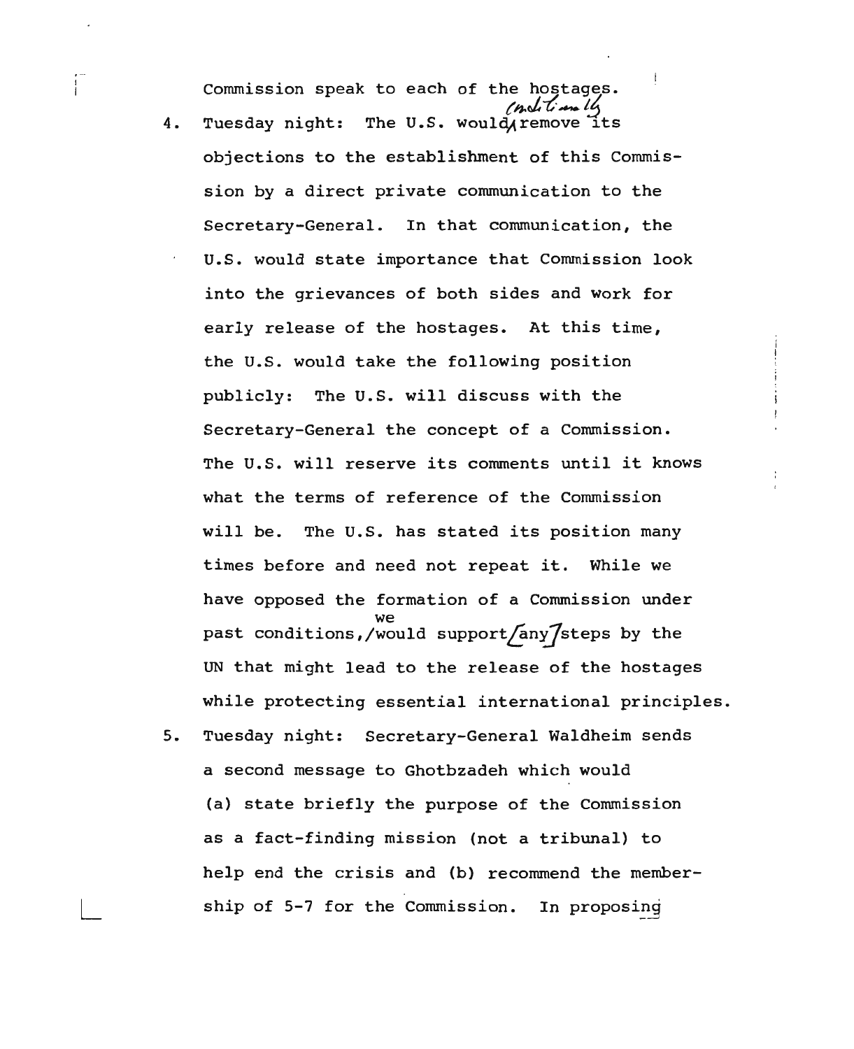Commission speak to each of the hostages.

4. Tuesday night: The U.S. would conditionally remove its objections to the establishment of this Commission by a direct private communication to the Secretary-General. In that communication, the U.S. would state importance that Commission look into the grievances of both sides and work for early release of the hostages. At this time, the U.S. would take the following position publicly: The U.S. will discuss with the Secretary-General the concept of a Commission. The U.S. will reserve its comments until it knows what the terms of reference of the Commission will be. The U.S. has stated its position many times before and need not repeat it. While we have opposed the formation of a Commission under past conditions, we would support [any] steps by the UN that might lead to the release of the hostages while protecting essential international principles.

5. Tuesday night: Secretary-General Waldheim sends a second message to Ghotbzadeh which would (a) state briefly the purpose of the Commission as a fact-finding mission (not a tribunal) to help end the crisis and (b) recommend the membership of 5-7 for the Commission. In proposing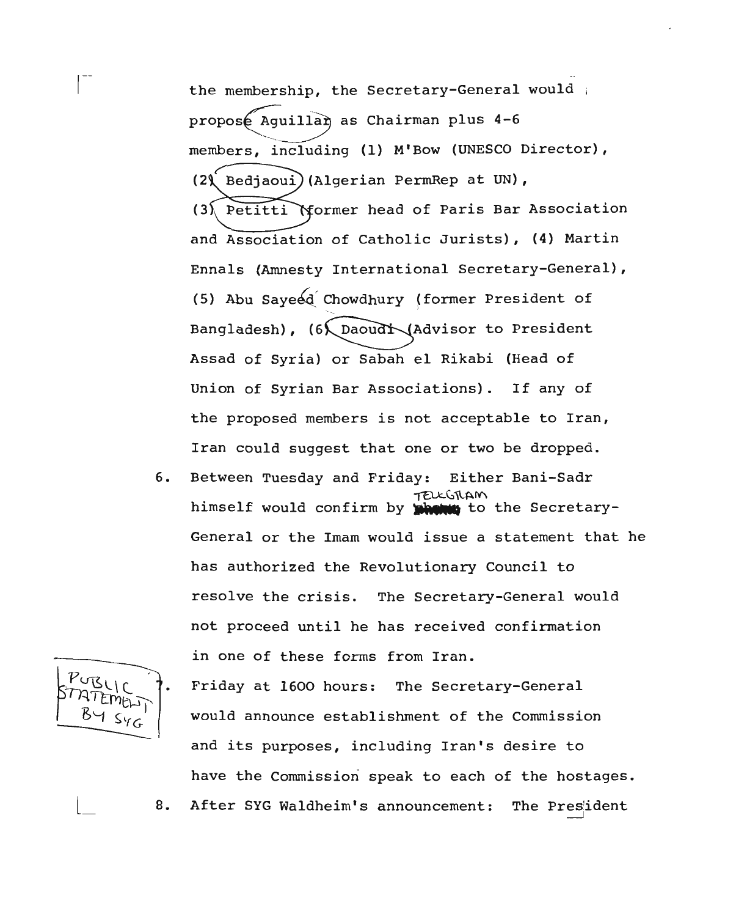the membership, the Secretary-General would propose Aguillar as Chairman plus 4-6 members, including (1) M'Bow (UNESCO Director), (2) Bedjaoui (Algerian PermRep at UN), (3) Petitti (former head of Paris Bar Association and Association of Catholic Jurists), (4) Martin Ennals (Amnesty International Secretary-General), (5) Abu Sayeed Chowdhury (former President of Bangladesh), (6) Daoudi (Advisor to President Assad of Syria) or Sabah el Rikabi (Head of Union of Syrian Bar Associations). If any of the proposed members is not acceptable to Iran, Iran could suggest that one or two be dropped.

6. Between Tuesday and Friday: Either Bani-Sadr himself would confirm by ~~phone~~ TELEGRAM to the Secretary-General or the Imam would issue a statement that he has authorized the Revolutionary Council to resolve the crisis. The Secretary-General would not proceed until he has received confirmation in one of these forms from Iran.

PUBLIC STATEMENT BY SYG

7. Friday at 1600 hours: The Secretary-General would announce establishment of the Commission and its purposes, including Iran's desire to have the Commission speak to each of the hostages.

8. After SYG Waldheim's announcement: The President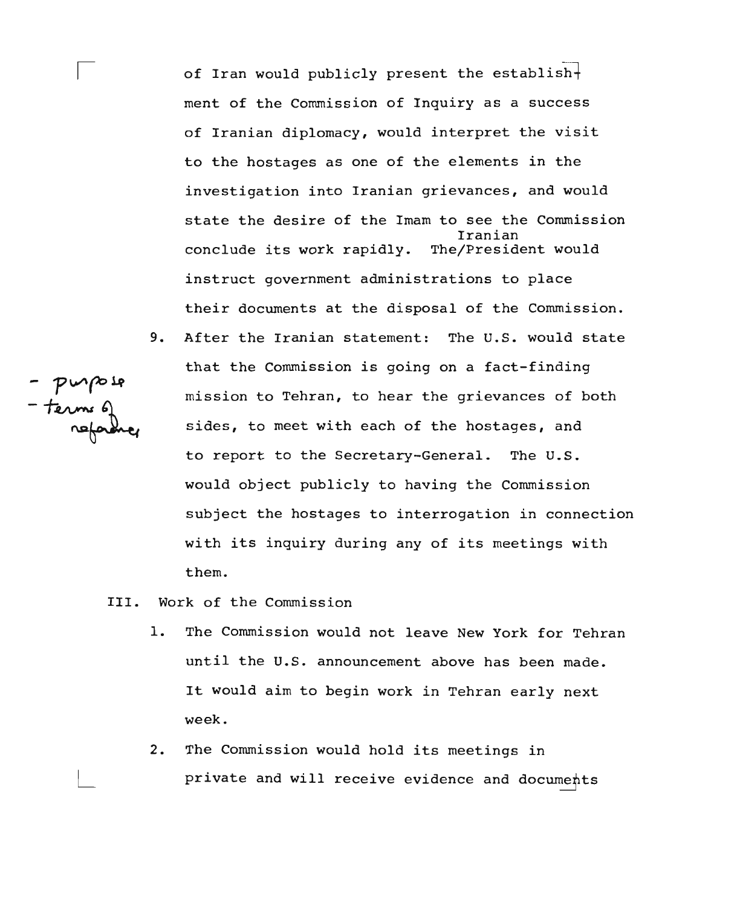of Iran would publicly present the establishment of the Commission of Inquiry as a success of Iranian diplomacy, would interpret the visit to the hostages as one of the elements in the investigation into Iranian grievances, and would state the desire of the Imam to see the Commission conclude its work rapidly. The Iranian President would instruct government administrations to place their documents at the disposal of the Commission.

9. After the Iranian statement: The U.S. would state that the Commission is going on a fact-finding mission to Tehran, to hear the grievances of both sides, to meet with each of the hostages, and to report to the Secretary-General. The U.S. would object publicly to having the Commission subject the hostages to interrogation in connection with its inquiry during any of its meetings with them.

- purpose
- terms of reference

III. Work of the Commission

1. The Commission would not leave New York for Tehran until the U.S. announcement above has been made. It would aim to begin work in Tehran early next week.

2. The Commission would hold its meetings in private and will receive evidence and documents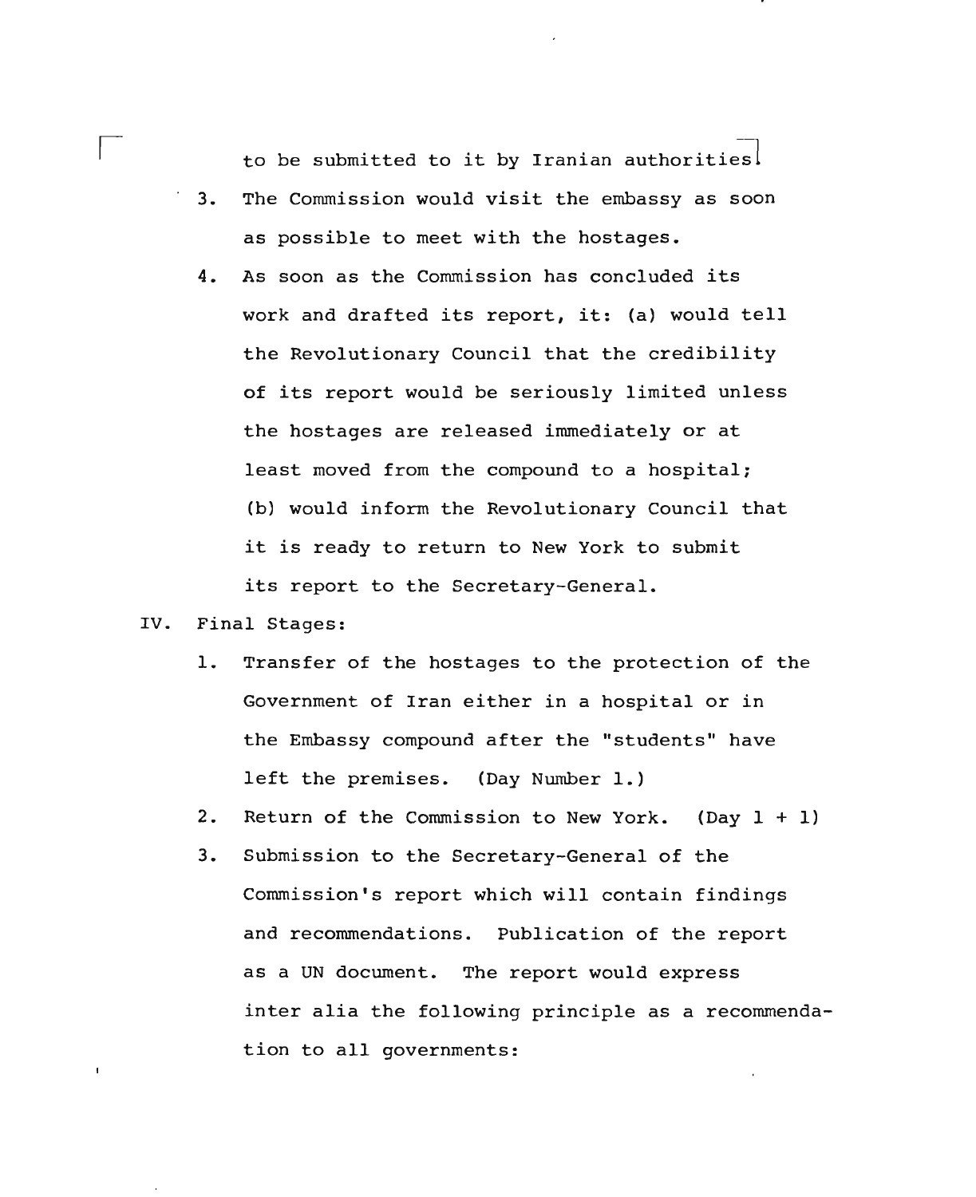to be submitted to it by Iranian authorities.

3. The Commission would visit the embassy as soon as possible to meet with the hostages.

4. As soon as the Commission has concluded its work and drafted its report, it: (a) would tell the Revolutionary Council that the credibility of its report would be seriously limited unless the hostages are released immediately or at least moved from the compound to a hospital; (b) would inform the Revolutionary Council that it is ready to return to New York to submit its report to the Secretary-General.

IV. Final Stages:

1. Transfer of the hostages to the protection of the Government of Iran either in a hospital or in the Embassy compound after the "students" have left the premises. (Day Number 1.)

2. Return of the Commission to New York. (Day 1 + 1)

3. Submission to the Secretary-General of the Commission's report which will contain findings and recommendations. Publication of the report as a UN document. The report would express inter alia the following principle as a recommendation to all governments: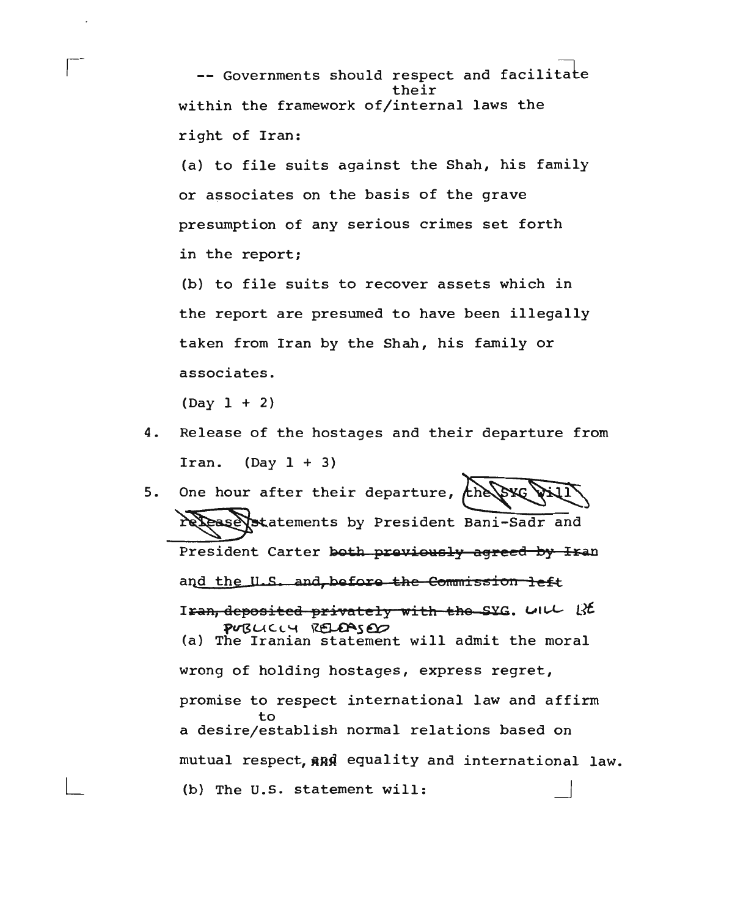-- Governments should respect and facilitate within the framework of their internal laws the right of Iran:

(a) to file suits against the Shah, his family or associates on the basis of the grave presumption of any serious crimes set forth in the report;

(b) to file suits to recover assets which in the report are presumed to have been illegally taken from Iran by the Shah, his family or associates.

(Day 1 + 2)

4. Release of the hostages and their departure from Iran. (Day 1 + 3)

5. One hour after their departure, ~~the SYG will release~~ statements by President Bani-Sadr and President Carter ~~both previously agreed by Iran and the U.S. and, before the Commission left Iran, deposited privately with the SYG~~. WILL BE PUBLICLY RELEASED

   (a) The Iranian statement will admit the moral wrong of holding hostages, express regret, promise to respect international law and affirm a desire to establish normal relations based on mutual respect, ~~and~~ equality and international law.

   (b) The U.S. statement will: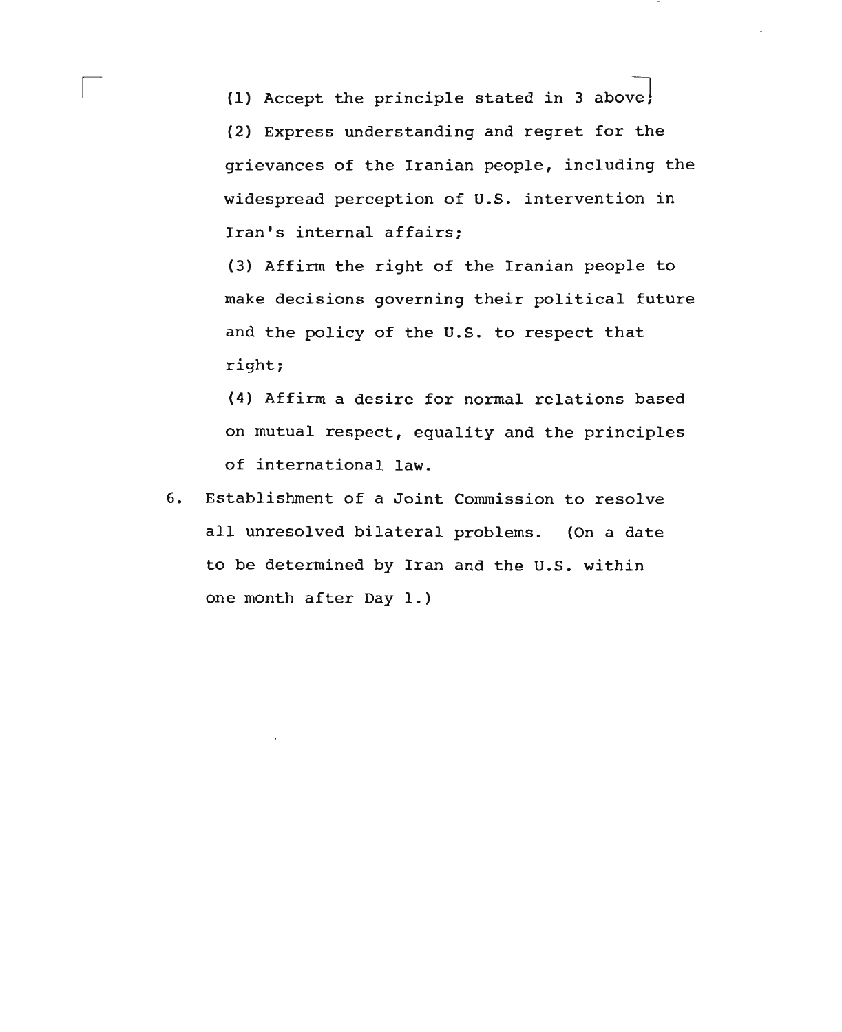(1) Accept the principle stated in 3 above;

(2) Express understanding and regret for the grievances of the Iranian people, including the widespread perception of U.S. intervention in Iran's internal affairs;

(3) Affirm the right of the Iranian people to make decisions governing their political future and the policy of the U.S. to respect that right;

(4) Affirm a desire for normal relations based on mutual respect, equality and the principles of international law.

6. Establishment of a Joint Commission to resolve all unresolved bilateral problems. (On a date to be determined by Iran and the U.S. within one month after Day 1.)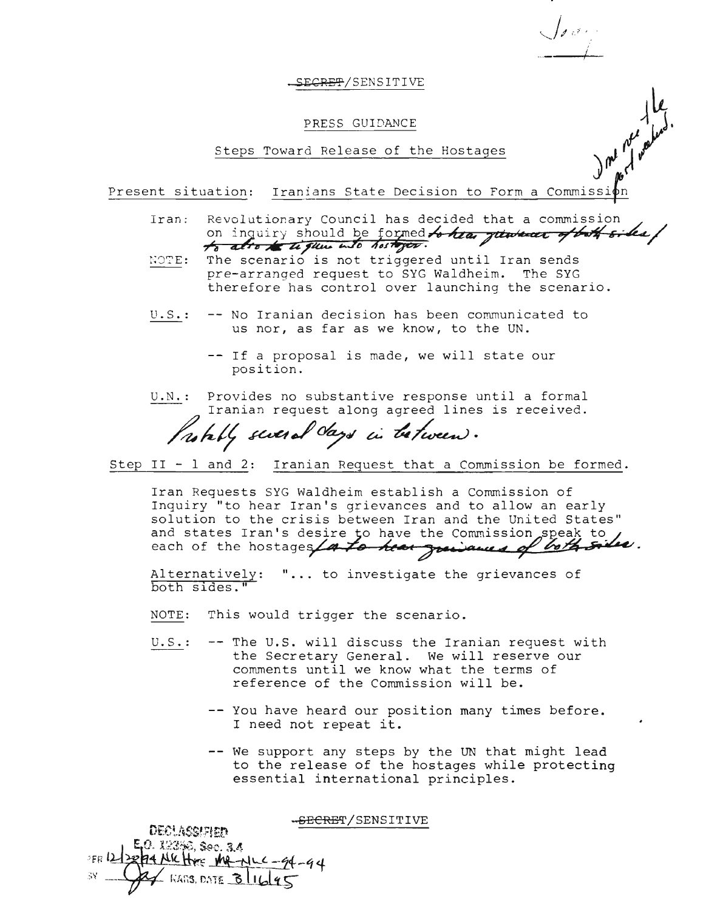Jody

SECRET/SENSITIVE

PRESS GUIDANCE

Steps Toward Release of the Hostages

I'm not the post worked.

Present situation: Iranians State Decision to Form a Commission

Iran: Revolutionary Council has decided that a commission on inquiry should be formed to hear grievances of both sides / to also to inquire into hostages.

NOTE: The scenario is not triggered until Iran sends pre-arranged request to SYG Waldheim. The SYG therefore has control over launching the scenario.

U.S.: -- No Iranian decision has been communicated to us nor, as far as we know, to the UN.

-- If a proposal is made, we will state our position.

U.N.: Provides no substantive response until a formal Iranian request along agreed lines is received.

Probably several days in between.

Step II - 1 and 2: Iranian Request that a Commission be formed.

Iran Requests SYG Waldheim establish a Commission of Inquiry "to hear Iran's grievances and to allow an early solution to the crisis between Iran and the United States" and states Iran's desire to have the Commission speak to each of the hostages / or to hear grievances of both sides.

Alternatively: "... to investigate the grievances of both sides."

NOTE: This would trigger the scenario.

U.S.: -- The U.S. will discuss the Iranian request with the Secretary General. We will reserve our comments until we know what the terms of reference of the Commission will be.

-- You have heard our position many times before. I need not repeat it.

-- We support any steps by the UN that might lead to the release of the hostages while protecting essential international principles.

SECRET/SENSITIVE

DECLASSIFIED
E.O. 12356, Sec. 3.4
PER 12/22/94 NLC Hrs ME-NLC-94-94
BY [signature] NARS, DATE 3/16/95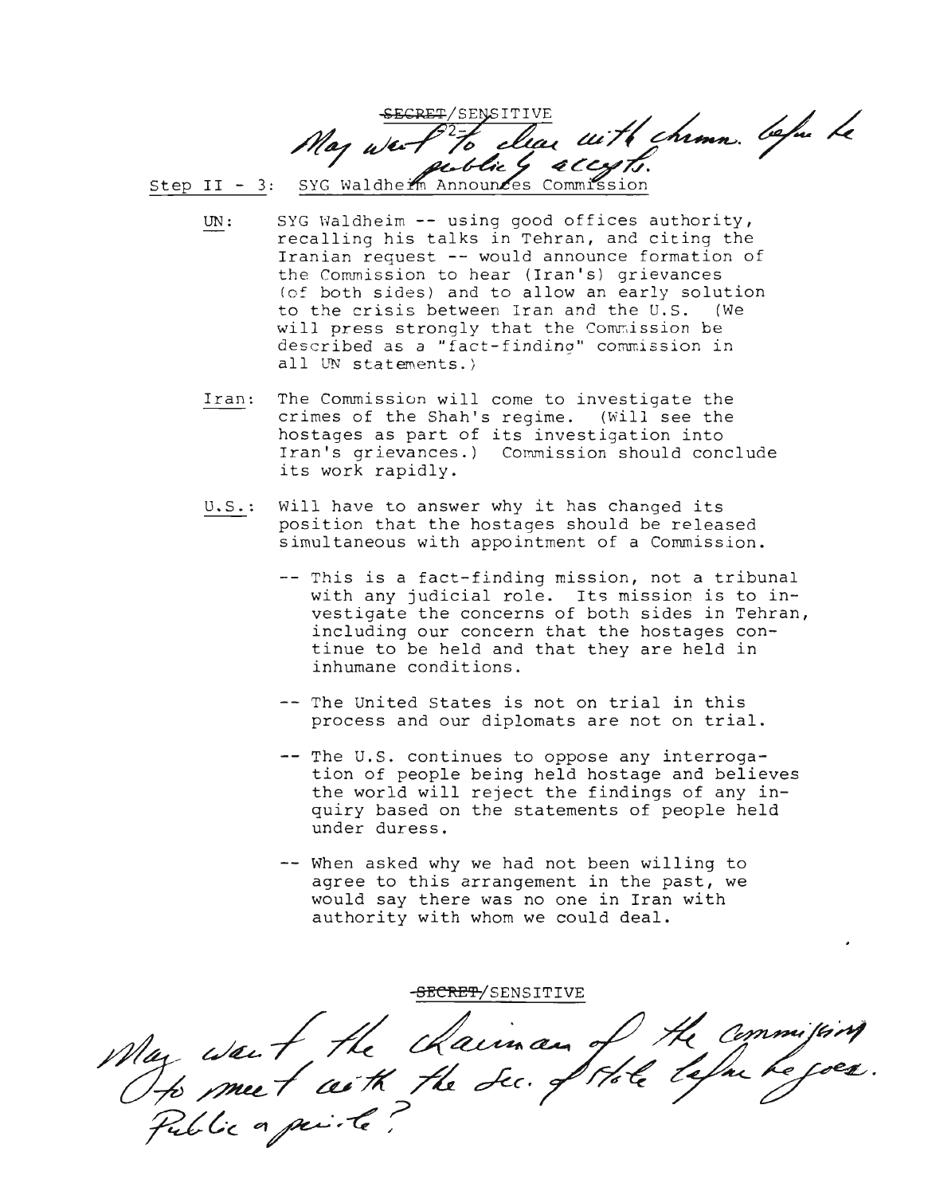~~SECRET~~/SENSITIVE

May want to clear with chmn. before he publicly accepts.

Step II - 3: SYG Waldheim Announces Commission

UN: SYG Waldheim -- using good offices authority, recalling his talks in Tehran, and citing the Iranian request -- would announce formation of the Commission to hear (Iran's) grievances (of both sides) and to allow an early solution to the crisis between Iran and the U.S. (We will press strongly that the Commission be described as a "fact-finding" commission in all UN statements.)

Iran: The Commission will come to investigate the crimes of the Shah's regime. (Will see the hostages as part of its investigation into Iran's grievances.) Commission should conclude its work rapidly.

U.S.: Will have to answer why it has changed its position that the hostages should be released simultaneous with appointment of a Commission.

- -- This is a fact-finding mission, not a tribunal with any judicial role. Its mission is to investigate the concerns of both sides in Tehran, including our concern that the hostages continue to be held and that they are held in inhumane conditions.
- -- The United States is not on trial in this process and our diplomats are not on trial.
- -- The U.S. continues to oppose any interrogation of people being held hostage and believes the world will reject the findings of any inquiry based on the statements of people held under duress.
- -- When asked why we had not been willing to agree to this arrangement in the past, we would say there was no one in Iran with authority with whom we could deal.

~~SECRET~~/SENSITIVE

May want the Chairman of the Commission to meet with the Sec. of State before he goes. Public or private?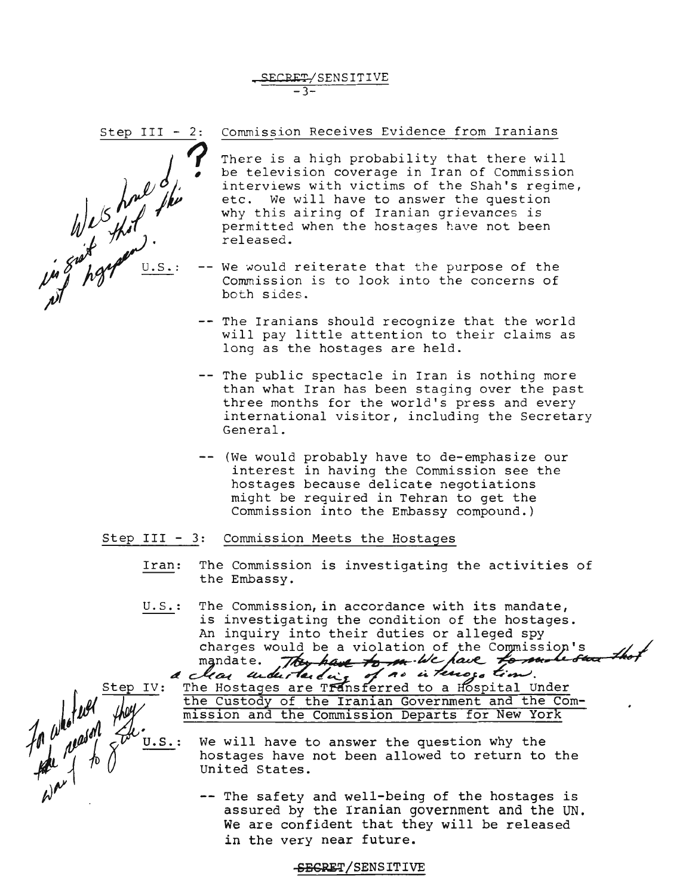SECRET/SENSITIVE

Step III - 2: Commission Receives Evidence from Iranians

?

We's hand [?] insist that this not happen.

There is a high probability that there will be television coverage in Iran of Commission interviews with victims of the Shah's regime, etc. We will have to answer the question why this airing of Iranian grievances is permitted when the hostages have not been released.

U.S.:

- We would reiterate that the purpose of the Commission is to look into the concerns of both sides.
- The Iranians should recognize that the world will pay little attention to their claims as long as the hostages are held.
- The public spectacle in Iran is nothing more than what Iran has been staging over the past three months for the world's press and every international visitor, including the Secretary General.
- (We would probably have to de-emphasize our interest in having the Commission see the hostages because delicate negotiations might be required in Tehran to get the Commission into the Embassy compound.)

Step III - 3: Commission Meets the Hostages

Iran: The Commission is investigating the activities of the Embassy.

U.S.: The Commission, in accordance with its mandate, is investigating the condition of the hostages. An inquiry into their duties or alleged spy charges would be a violation of the Commission's mandate. ~~They have to m~~ We have to make sure that a clear understanding of no interrogation.

Step IV: The Hostages are Transferred to a Hospital Under the Custody of the Iranian Government and the Commission and the Commission Departs for New York

For whatever the reason they want to give.

U.S.: We will have to answer the question why the hostages have not been allowed to return to the United States.

- The safety and well-being of the hostages is assured by the Iranian government and the UN. We are confident that they will be released in the very near future.

SECRET/SENSITIVE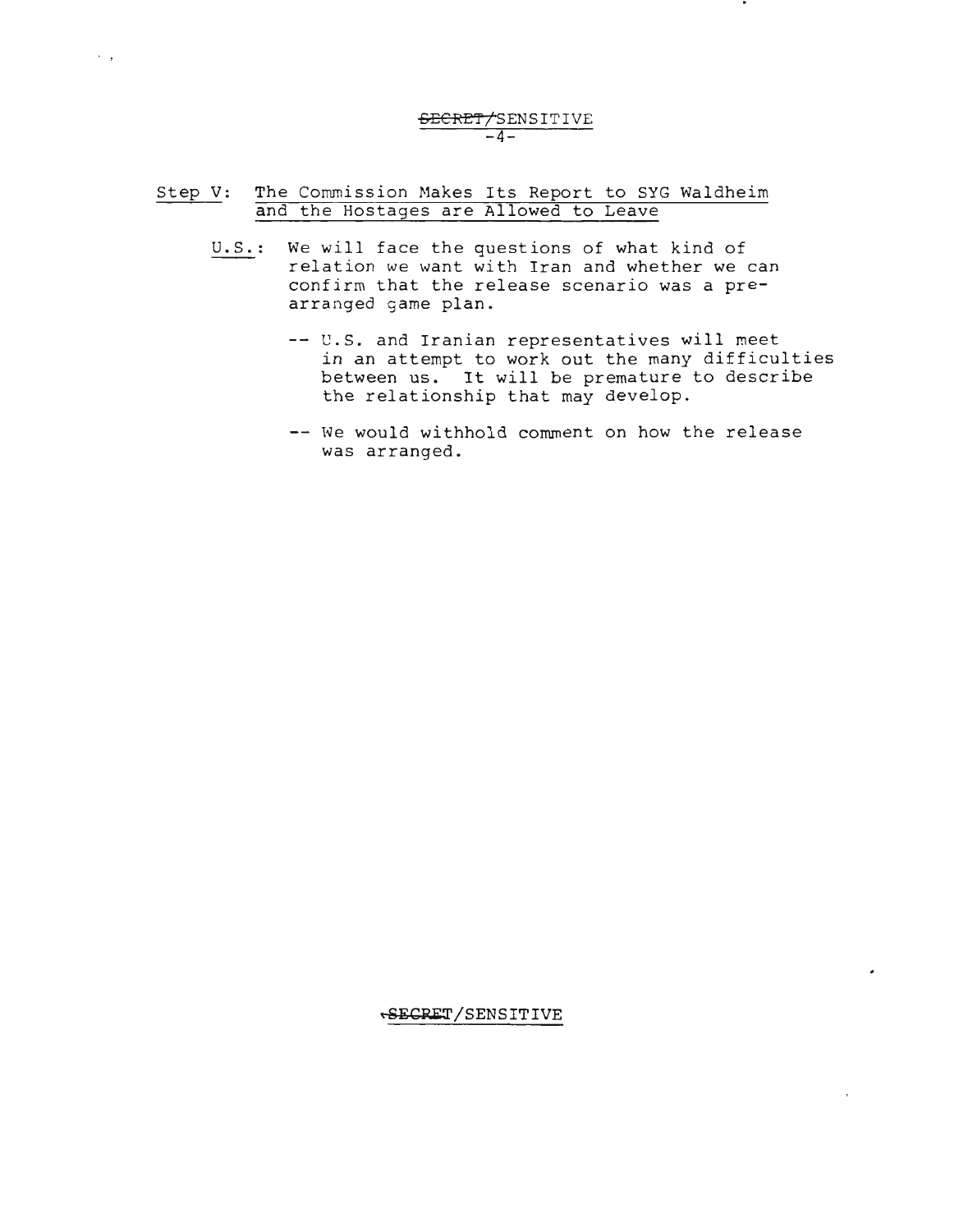Step V: The Commission Makes Its Report to SYG Waldheim and the Hostages are Allowed to Leave

U.S.: We will face the questions of what kind of relation we want with Iran and whether we can confirm that the release scenario was a pre-arranged game plan.

- -- U.S. and Iranian representatives will meet in an attempt to work out the many difficulties between us. It will be premature to describe the relationship that may develop.

- -- We would withhold comment on how the release was arranged.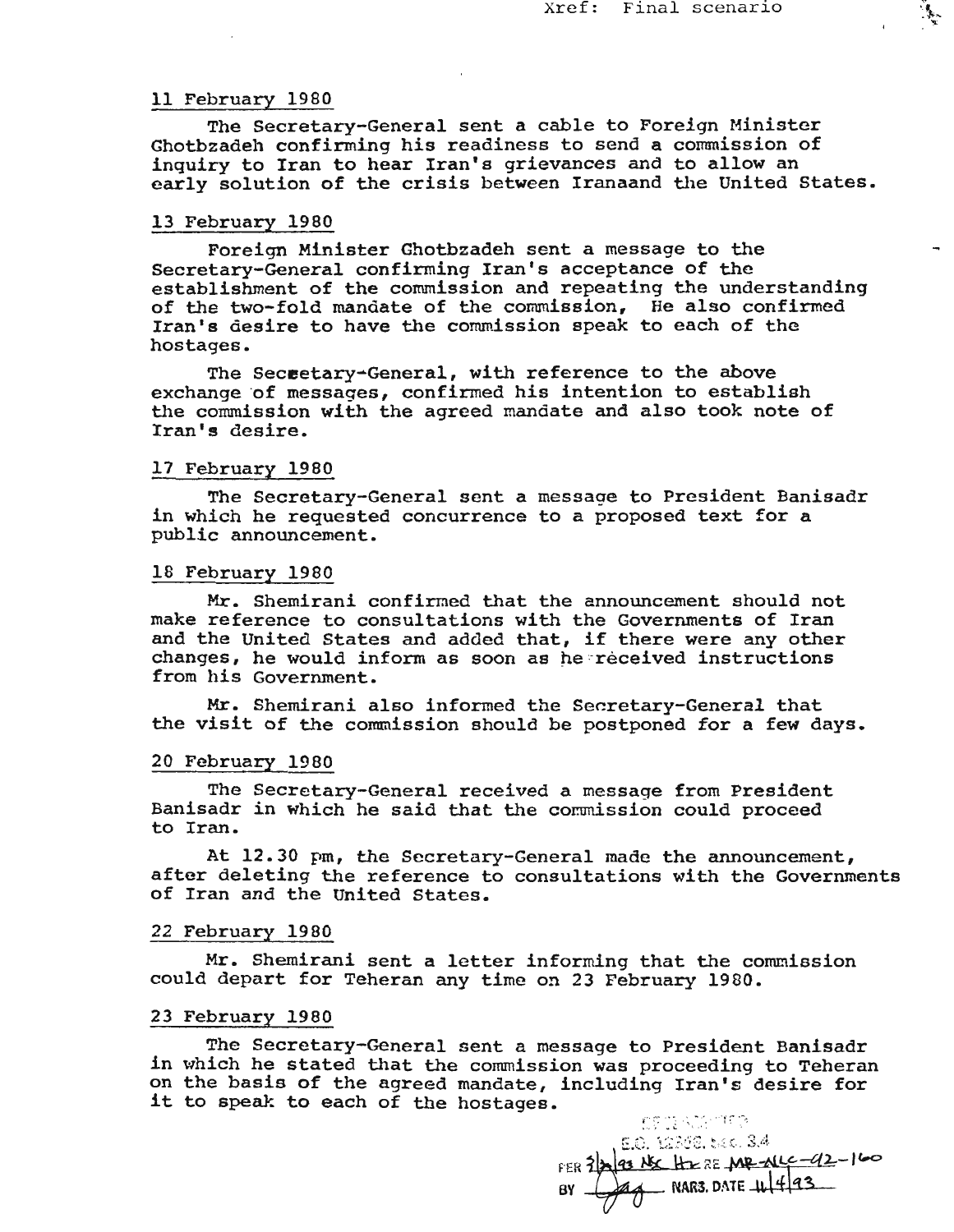Xref: Final scenario

11 February 1980

The Secretary-General sent a cable to Foreign Minister Ghotbzadeh confirming his readiness to send a commission of inquiry to Iran to hear Iran's grievances and to allow an early solution of the crisis between Iranaand the United States.

13 February 1980

Foreign Minister Ghotbzadeh sent a message to the Secretary-General confirming Iran's acceptance of the establishment of the commission and repeating the understanding of the two-fold mandate of the commission, He also confirmed Iran's desire to have the commission speak to each of the hostages.

The Secretary-General, with reference to the above exchange of messages, confirmed his intention to establish the commission with the agreed mandate and also took note of Iran's desire.

17 February 1980

The Secretary-General sent a message to President Banisadr in which he requested concurrence to a proposed text for a public announcement.

18 February 1980

Mr. Shemirani confirmed that the announcement should not make reference to consultations with the Governments of Iran and the United States and added that, if there were any other changes, he would inform as soon as he received instructions from his Government.

Mr. Shemirani also informed the Secretary-General that the visit of the commission should be postponed for a few days.

20 February 1980

The Secretary-General received a message from President Banisadr in which he said that the commission could proceed to Iran.

At 12.30 pm, the Secretary-General made the announcement, after deleting the reference to consultations with the Governments of Iran and the United States.

22 February 1980

Mr. Shemirani sent a letter informing that the commission could depart for Teheran any time on 23 February 1980.

23 February 1980

The Secretary-General sent a message to President Banisadr in which he stated that the commission was proceeding to Teheran on the basis of the agreed mandate, including Iran's desire for it to speak to each of the hostages.

DECLASSIFIED
E.O. 12958, Sec. 3.4
PER 3/29/93 NSC Hr RE MR-NLC-92-160
BY NARS, DATE 11/4/93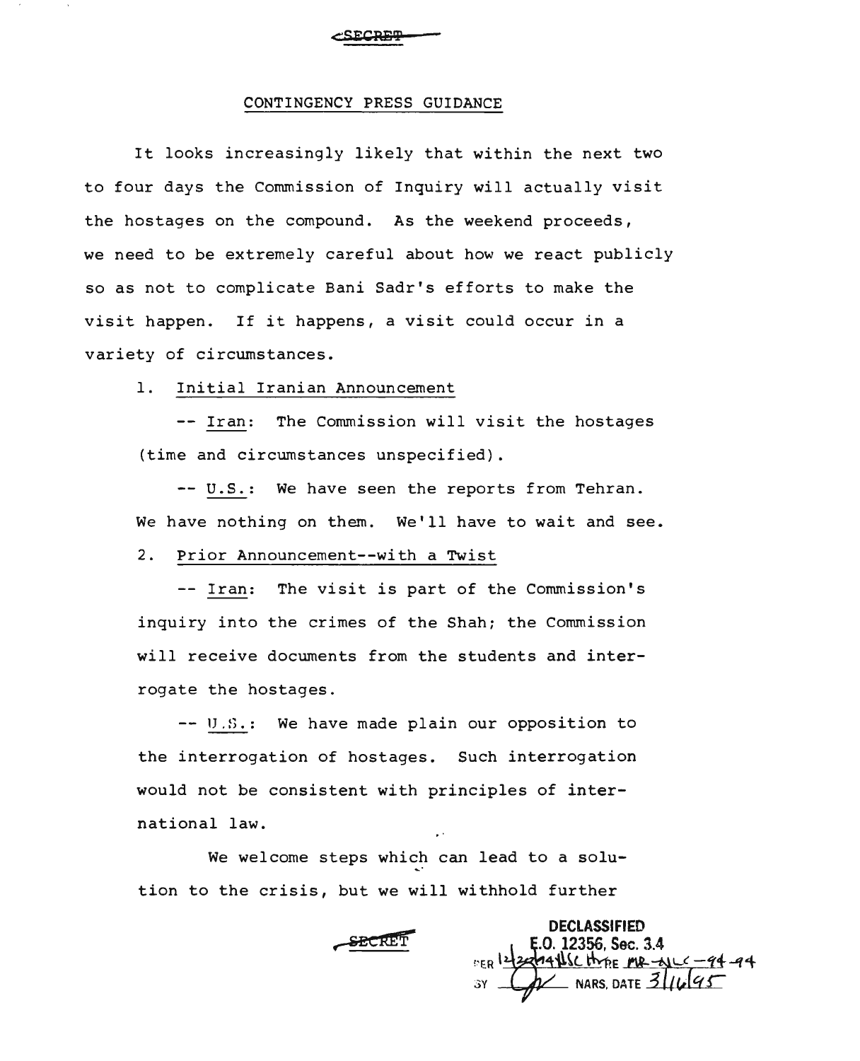SECRET

## CONTINGENCY PRESS GUIDANCE

It looks increasingly likely that within the next two to four days the Commission of Inquiry will actually visit the hostages on the compound. As the weekend proceeds, we need to be extremely careful about how we react publicly so as not to complicate Bani Sadr's efforts to make the visit happen. If it happens, a visit could occur in a variety of circumstances.

1. Initial Iranian Announcement

-- Iran: The Commission will visit the hostages (time and circumstances unspecified).

-- U.S.: We have seen the reports from Tehran. We have nothing on them. We'll have to wait and see.

2. Prior Announcement--with a Twist

-- Iran: The visit is part of the Commission's inquiry into the crimes of the Shah; the Commission will receive documents from the students and interrogate the hostages.

-- U.S.: We have made plain our opposition to the interrogation of hostages. Such interrogation would not be consistent with principles of international law.

We welcome steps which can lead to a solution to the crisis, but we will withhold further

SECRET

DECLASSIFIED
E.O. 12356, Sec. 3.4
PER 12/22/94 NSC ltr RE MR-NLC-94-94
BY [illegible] NARS, DATE 3/16/95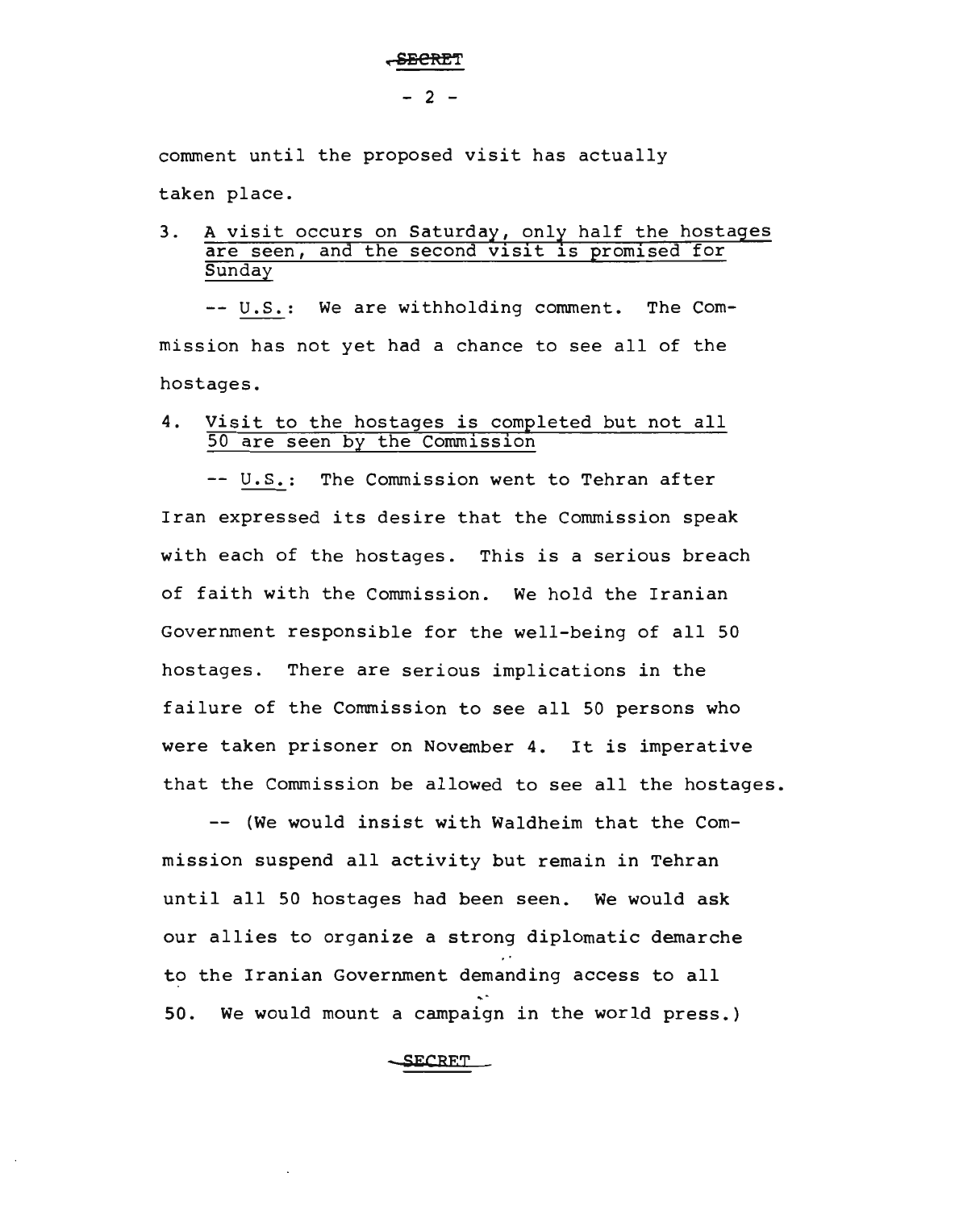comment until the proposed visit has actually taken place.

3. <u>A visit occurs on Saturday, only half the hostages are seen, and the second visit is promised for Sunday</u>

-- <u>U.S.</u>: We are withholding comment. The Commission has not yet had a chance to see all of the hostages.

4. <u>Visit to the hostages is completed but not all 50 are seen by the Commission</u>

-- <u>U.S.</u>: The Commission went to Tehran after Iran expressed its desire that the Commission speak with each of the hostages. This is a serious breach of faith with the Commission. We hold the Iranian Government responsible for the well-being of all 50 hostages. There are serious implications in the failure of the Commission to see all 50 persons who were taken prisoner on November 4. It is imperative that the Commission be allowed to see all the hostages.

-- (We would insist with Waldheim that the Commission suspend all activity but remain in Tehran until all 50 hostages had been seen. We would ask our allies to organize a strong diplomatic demarche to the Iranian Government demanding access to all 50. We would mount a campaign in the world press.)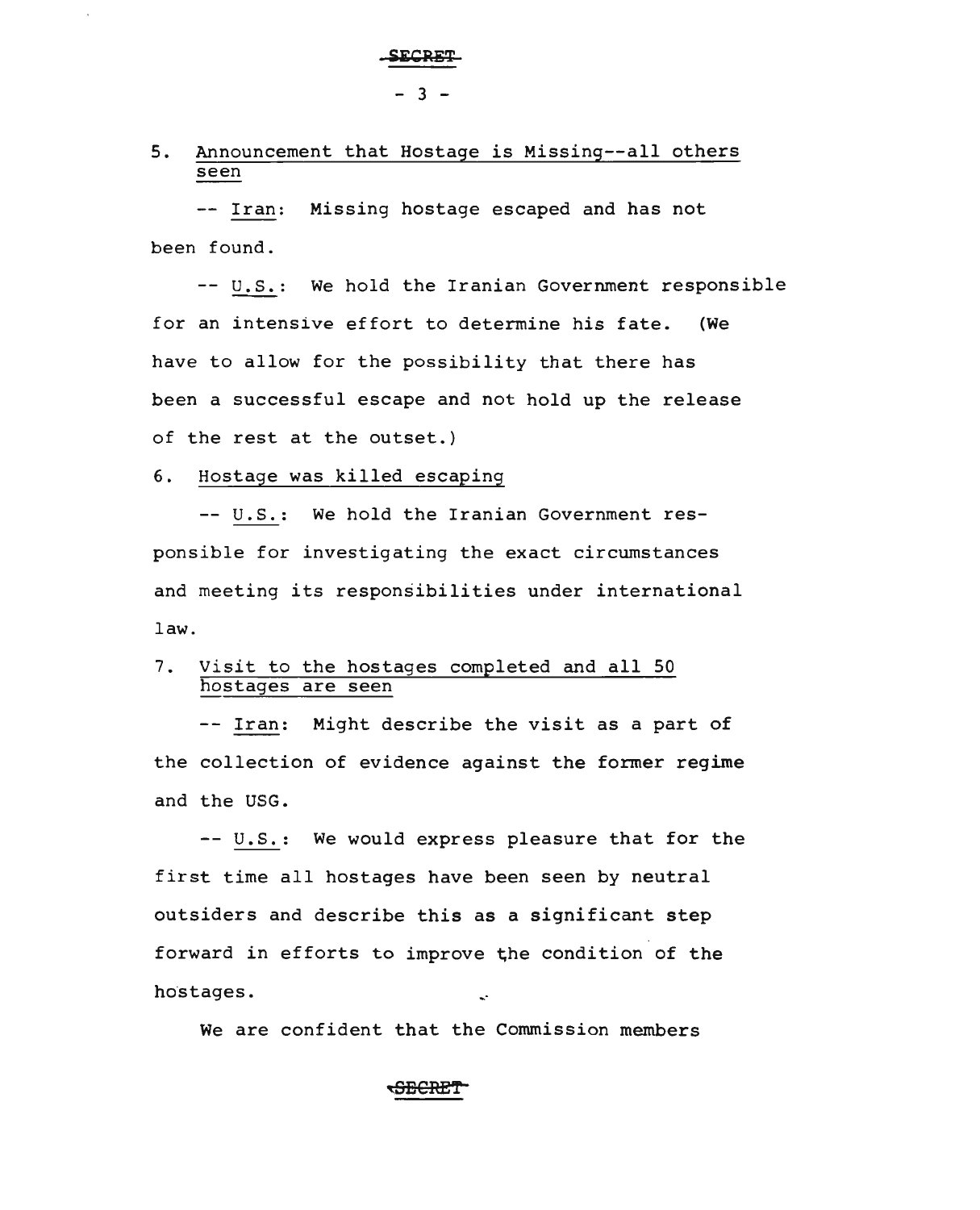5. Announcement that Hostage is Missing--all others seen

-- Iran: Missing hostage escaped and has not been found.

-- U.S.: We hold the Iranian Government responsible for an intensive effort to determine his fate. (We have to allow for the possibility that there has been a successful escape and not hold up the release of the rest at the outset.)

6. Hostage was killed escaping

-- U.S.: We hold the Iranian Government responsible for investigating the exact circumstances and meeting its responsibilities under international law.

7. Visit to the hostages completed and all 50 hostages are seen

-- Iran: Might describe the visit as a part of the collection of evidence against the former regime and the USG.

-- U.S.: We would express pleasure that for the first time all hostages have been seen by neutral outsiders and describe this as a significant step forward in efforts to improve the condition of the hostages.

We are confident that the Commission members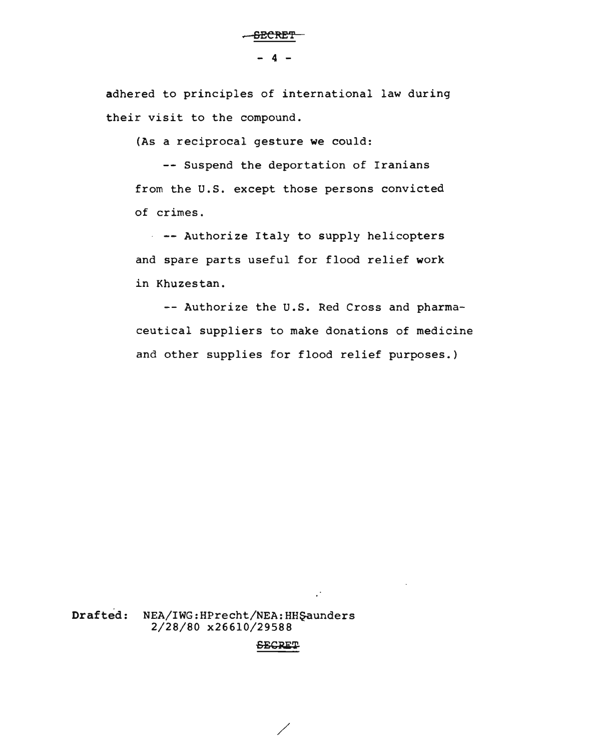adhered to principles of international law during their visit to the compound.

(As a reciprocal gesture we could:

-- Suspend the deportation of Iranians from the U.S. except those persons convicted of crimes.

-- Authorize Italy to supply helicopters and spare parts useful for flood relief work in Khuzestan.

-- Authorize the U.S. Red Cross and pharmaceutical suppliers to make donations of medicine and other supplies for flood relief purposes.)

**Drafted:** NEA/IWG:HPrecht/NEA:HHSaunders
2/28/80 x26610/29588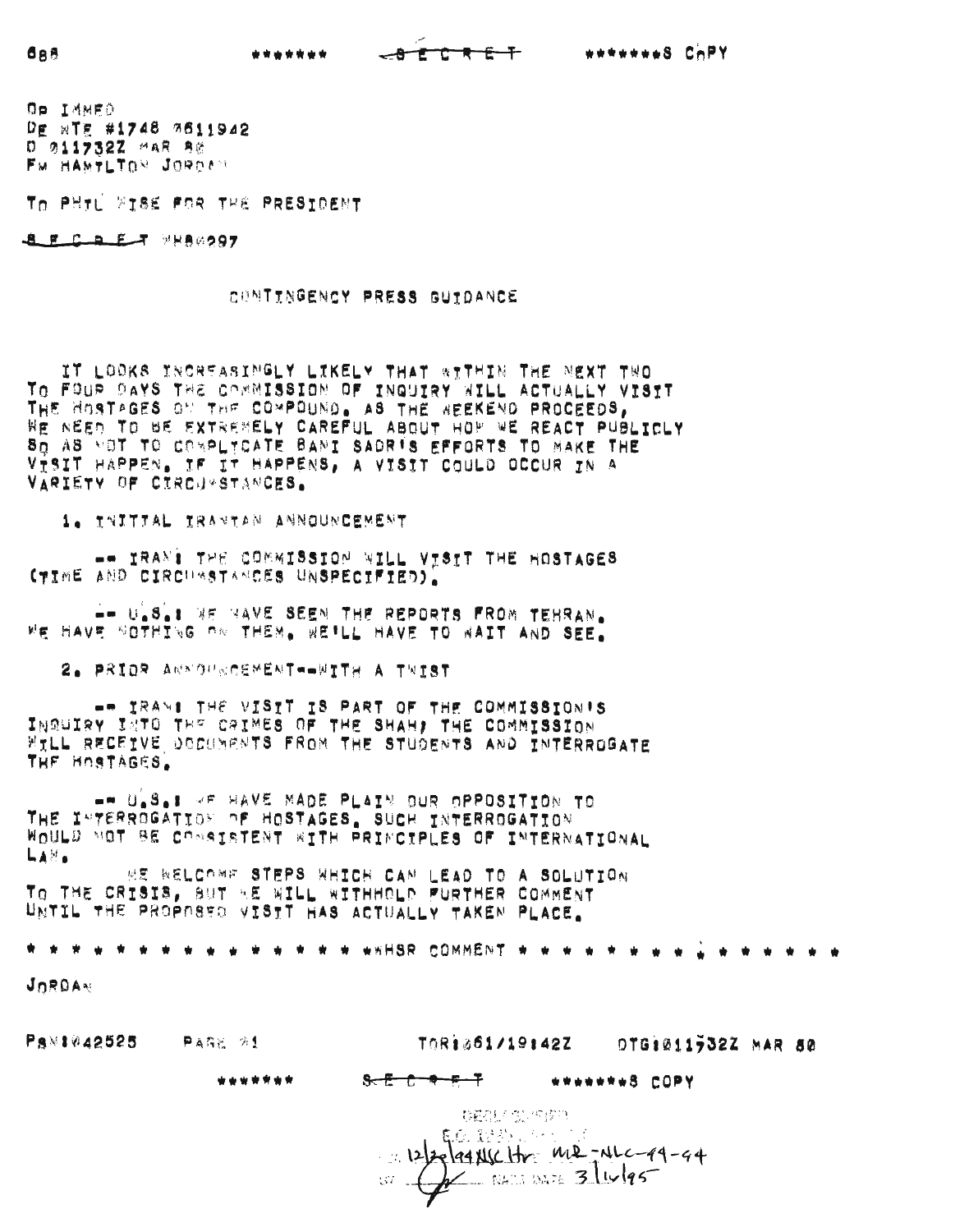688 ******* SECRET *******S COPY

OP IMMED
DE WTE #1748 0611942
O 011732Z MAR 80
FM HAMILTON JORDAN

TO PHIL WISE FOR THE PRESIDENT

SECRET WH80297

CONTINGENCY PRESS GUIDANCE

IT LOOKS INCREASINGLY LIKELY THAT WITHIN THE NEXT TWO TO FOUR DAYS THE COMMISSION OF INQUIRY WILL ACTUALLY VISIT THE HOSTAGES ON THE COMPOUND. AS THE WEEKEND PROCEEDS, WE NEED TO BE EXTREMELY CAREFUL ABOUT HOW WE REACT PUBLICLY SO AS NOT TO COMPLICATE BANI SADR'S EFFORTS TO MAKE THE VISIT HAPPEN. IF IT HAPPENS, A VISIT COULD OCCUR IN A VARIETY OF CIRCUMSTANCES.

1. INITIAL IRANIAN ANNOUNCEMENT

-- IRAN: THE COMMISSION WILL VISIT THE HOSTAGES (TIME AND CIRCUMSTANCES UNSPECIFIED).

-- U.S.: WE HAVE SEEN THE REPORTS FROM TEHRAN. WE HAVE NOTHING ON THEM. WE'LL HAVE TO WAIT AND SEE.

2. PRIOR ANNOUNCEMENT--WITH A TWIST

-- IRAN: THE VISIT IS PART OF THE COMMISSION'S INQUIRY INTO THE CRIMES OF THE SHAH; THE COMMISSION WILL RECEIVE DOCUMENTS FROM THE STUDENTS AND INTERROGATE THE HOSTAGES.

-- U.S.: WE HAVE MADE PLAIN OUR OPPOSITION TO THE INTERROGATION OF HOSTAGES. SUCH INTERROGATION WOULD NOT BE CONSISTENT WITH PRINCIPLES OF INTERNATIONAL LAW.

WE WELCOME STEPS WHICH CAN LEAD TO A SOLUTION TO THE CRISIS, BUT WE WILL WITHHOLD FURTHER COMMENT UNTIL THE PROPOSED VISIT HAS ACTUALLY TAKEN PLACE.

* * * * * * * * * * * * * * * **HSR COMMENT * * * * * * * * * * * * * * *

JORDAN

PSN:042525 PAGE 01 TOR:061/19:42Z DTG:011732Z MAR 80

******* SECRET *******S COPY

DECLASSIFIED
E.O. 12958
12/20/94 NSC Ltr MR-NLC-94-94
BY [signature] NARS DATE 3/16/95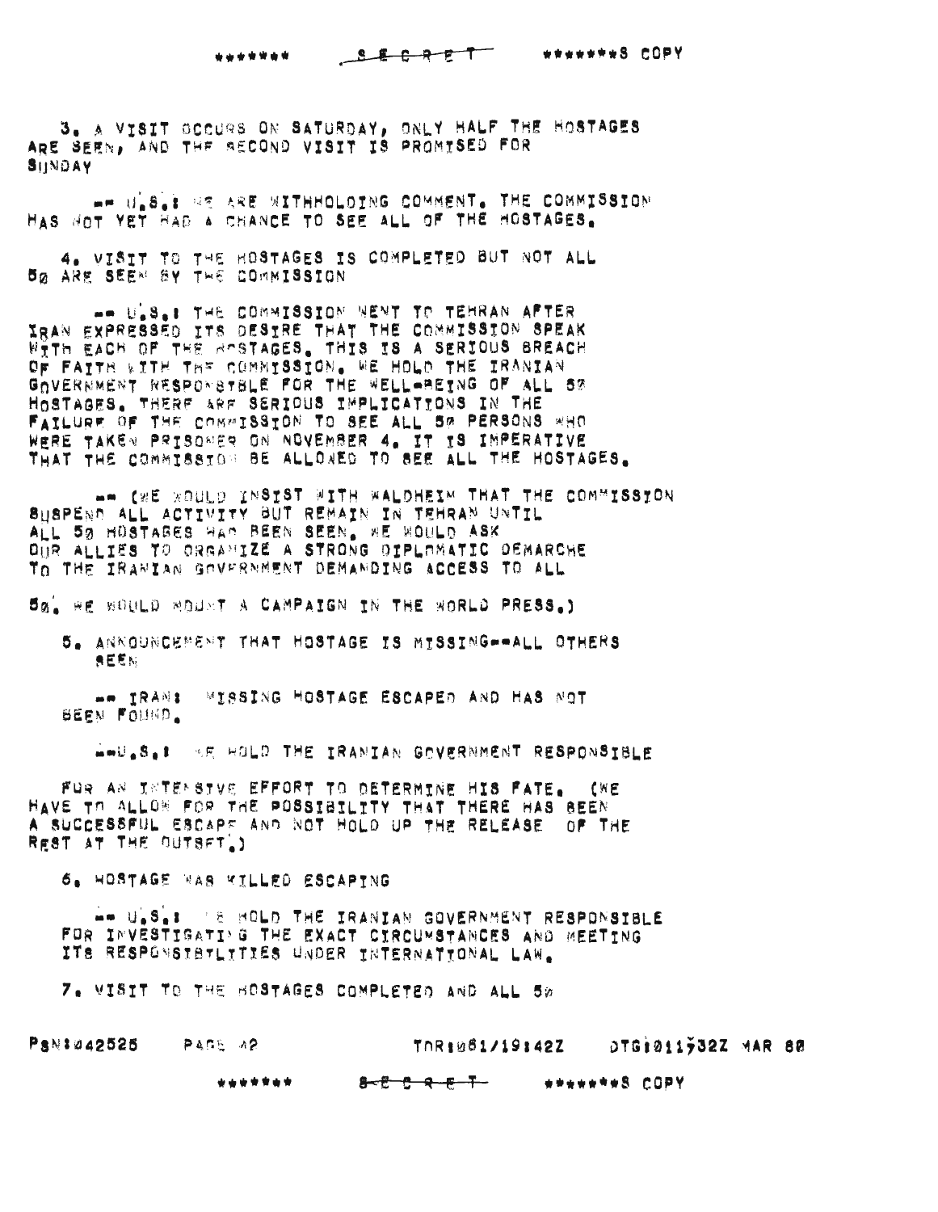3. A VISIT OCCURS ON SATURDAY, ONLY HALF THE HOSTAGES ARE SEEN, AND THE SECOND VISIT IS PROMISED FOR SUNDAY

-- U.S.: WE ARE WITHHOLDING COMMENT. THE COMMISSION HAS NOT YET HAD A CHANCE TO SEE ALL OF THE HOSTAGES.

4. VISIT TO THE HOSTAGES IS COMPLETED BUT NOT ALL 50 ARE SEEN BY THE COMMISSION

-- U.S.: THE COMMISSION WENT TO TEHRAN AFTER IRAN EXPRESSED ITS DESIRE THAT THE COMMISSION SPEAK WITH EACH OF THE HOSTAGES. THIS IS A SERIOUS BREACH OF FAITH WITH THE COMMISSION. WE HOLD THE IRANIAN GOVERNMENT RESPONSIBLE FOR THE WELL-BEING OF ALL 50 HOSTAGES. THERE ARE SERIOUS IMPLICATIONS IN THE FAILURE OF THE COMMISSION TO SEE ALL 50 PERSONS WHO WERE TAKEN PRISONER ON NOVEMBER 4. IT IS IMPERATIVE THAT THE COMMISSION BE ALLOWED TO SEE ALL THE HOSTAGES.

-- (WE WOULD INSIST WITH WALDHEIM THAT THE COMMISSION SUSPEND ALL ACTIVITY BUT REMAIN IN TEHRAN UNTIL ALL 50 HOSTAGES HAD BEEN SEEN. WE WOULD ASK OUR ALLIES TO ORGANIZE A STRONG DIPLOMATIC DEMARCHE TO THE IRANIAN GOVERNMENT DEMANDING ACCESS TO ALL 50. WE WOULD MOUNT A CAMPAIGN IN THE WORLD PRESS.)

5. ANNOUNCEMENT THAT HOSTAGE IS MISSING--ALL OTHERS SEEN

-- IRAN: MISSING HOSTAGE ESCAPED AND HAS NOT BEEN FOUND.

--U.S.: WE HOLD THE IRANIAN GOVERNMENT RESPONSIBLE FOR AN INTENSIVE EFFORT TO DETERMINE HIS FATE. (WE HAVE TO ALLOW FOR THE POSSIBILITY THAT THERE HAS BEEN A SUCCESSFUL ESCAPE AND NOT HOLD UP THE RELEASE OF THE REST AT THE OUTSET.)

6. HOSTAGE WAS KILLED ESCAPING

-- U.S.: WE HOLD THE IRANIAN GOVERNMENT RESPONSIBLE FOR INVESTIGATING THE EXACT CIRCUMSTANCES AND MEETING ITS RESPONSIBILITIES UNDER INTERNATIONAL LAW.

7. VISIT TO THE HOSTAGES COMPLETED AND ALL 50

PSN:042525 PAGE 42 TOR:061/19:42Z DTG:011732Z MAR 80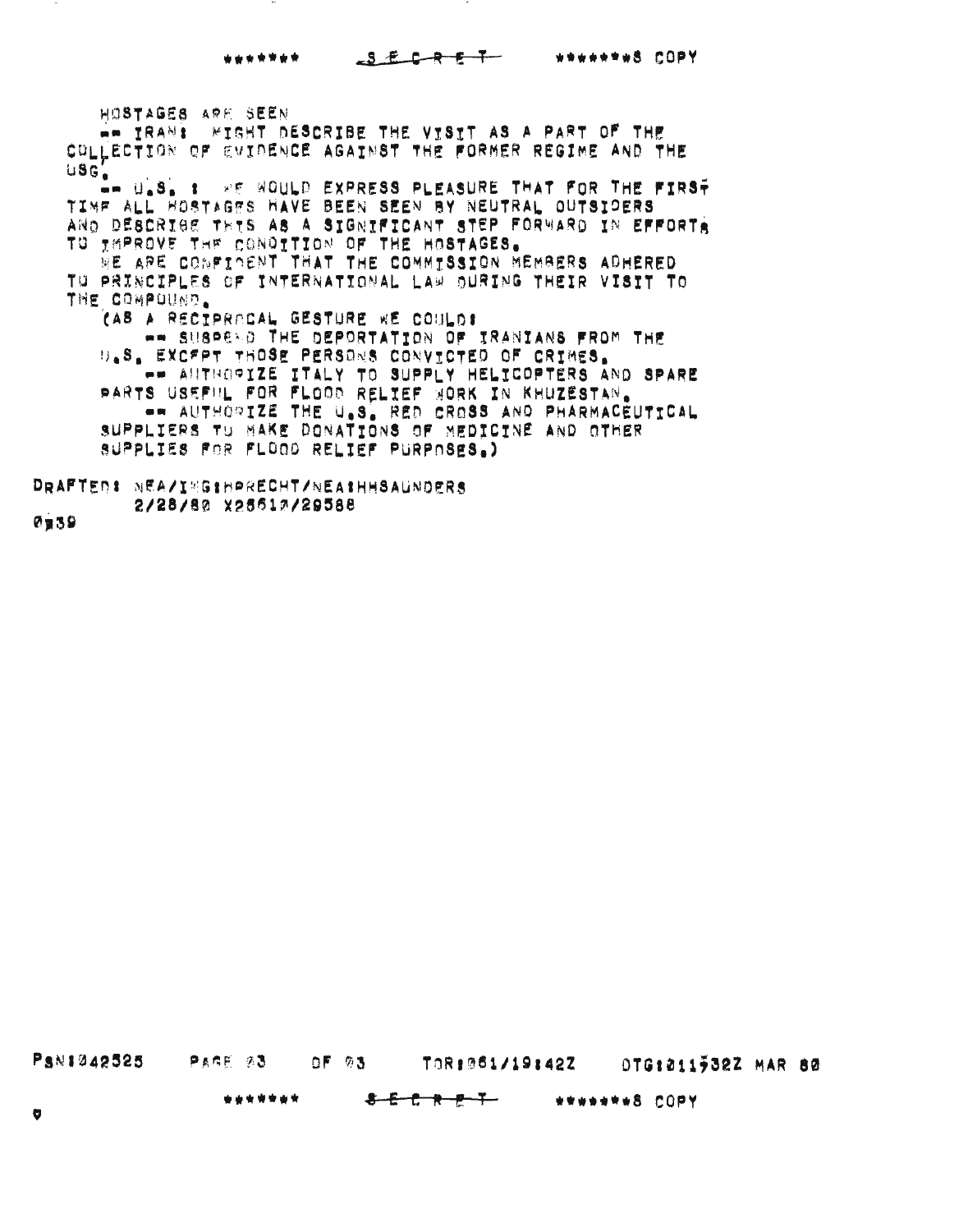HOSTAGES ARE SEEN

-- IRAN: MIGHT DESCRIBE THE VISIT AS A PART OF THE COLLECTION OF EVIDENCE AGAINST THE FORMER REGIME AND THE USG.

-- U.S. : WE WOULD EXPRESS PLEASURE THAT FOR THE FIRST TIME ALL HOSTAGES HAVE BEEN SEEN BY NEUTRAL OUTSIDERS AND DESCRIBE THIS AS A SIGNIFICANT STEP FORWARD IN EFFORTS TO IMPROVE THE CONDITION OF THE HOSTAGES.

WE ARE CONFIDENT THAT THE COMMISSION MEMBERS ADHERED TO PRINCIPLES OF INTERNATIONAL LAW DURING THEIR VISIT TO THE COMPOUND.

(AS A RECIPROCAL GESTURE WE COULD:

-- SUSPEND THE DEPORTATION OF IRANIANS FROM THE U.S. EXCEPT THOSE PERSONS CONVICTED OF CRIMES.

-- AUTHORIZE ITALY TO SUPPLY HELICOPTERS AND SPARE PARTS USEFUL FOR FLOOD RELIEF WORK IN KHUZESTAN.

-- AUTHORIZE THE U.S. RED CROSS AND PHARMACEUTICAL SUPPLIERS TO MAKE DONATIONS OF MEDICINE AND OTHER SUPPLIES FOR FLOOD RELIEF PURPOSES.)

DRAFTED: NEA/IMG:HPRECHT/NEA:HHSAUNDERS
2/28/80 X25610/29588

0039

PSN:042525 PAGE 03 OF 03 TOR:061/19:42Z DTG:011932Z MAR 80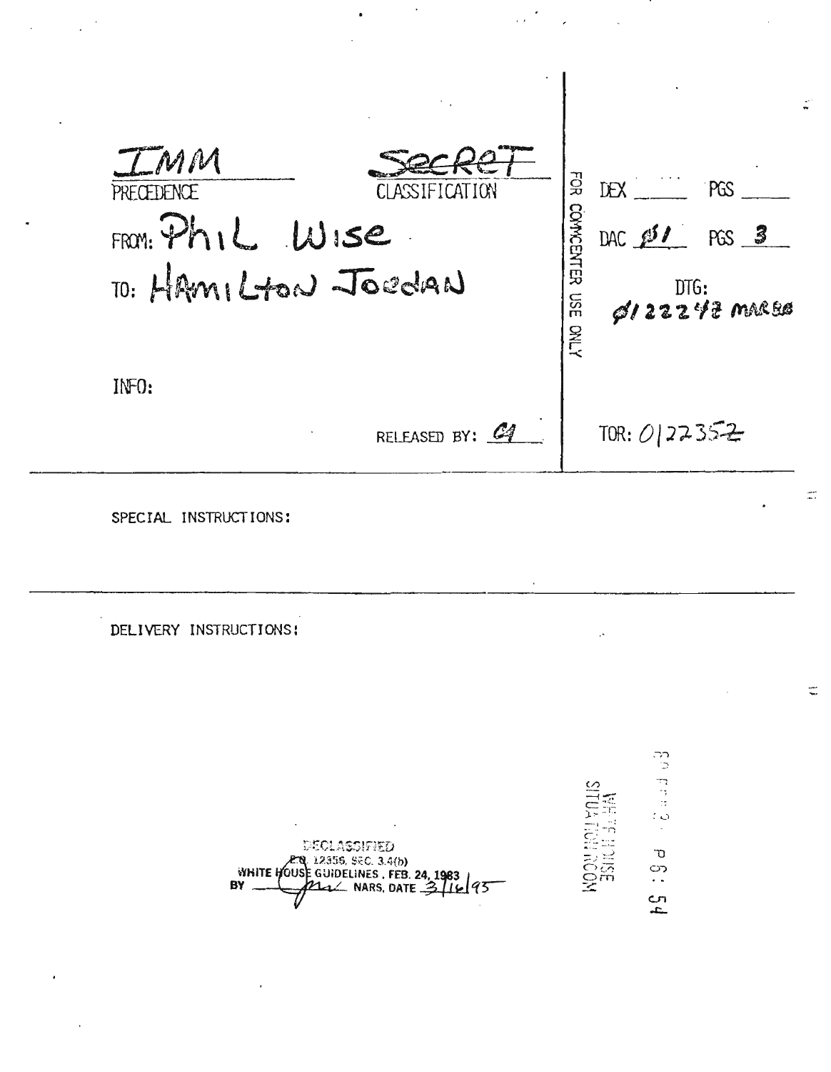IMM
PRECEDENCE

SECRET
CLASSIFICATION

FROM: Phil Wise

TO: Hamilton Jordan

INFO:

RELEASED BY: C4

FOR COMMCENTER USE ONLY

DEX ______ PGS ______

DAC Ø1 PGS 3

DTG: Ø12224Z MAR 80

TOR: 012235Z

SPECIAL INSTRUCTIONS:

DELIVERY INSTRUCTIONS:

DECLASSIFIED
E.O. 12356, SEC. 3.4(b)
WHITE HOUSE GUIDELINES, FEB. 24, 1983
BY ______ NARS, DATE 3/16/95

WHITE HOUSE
SITUATION ROOM

80 FEB 2 P 6: 54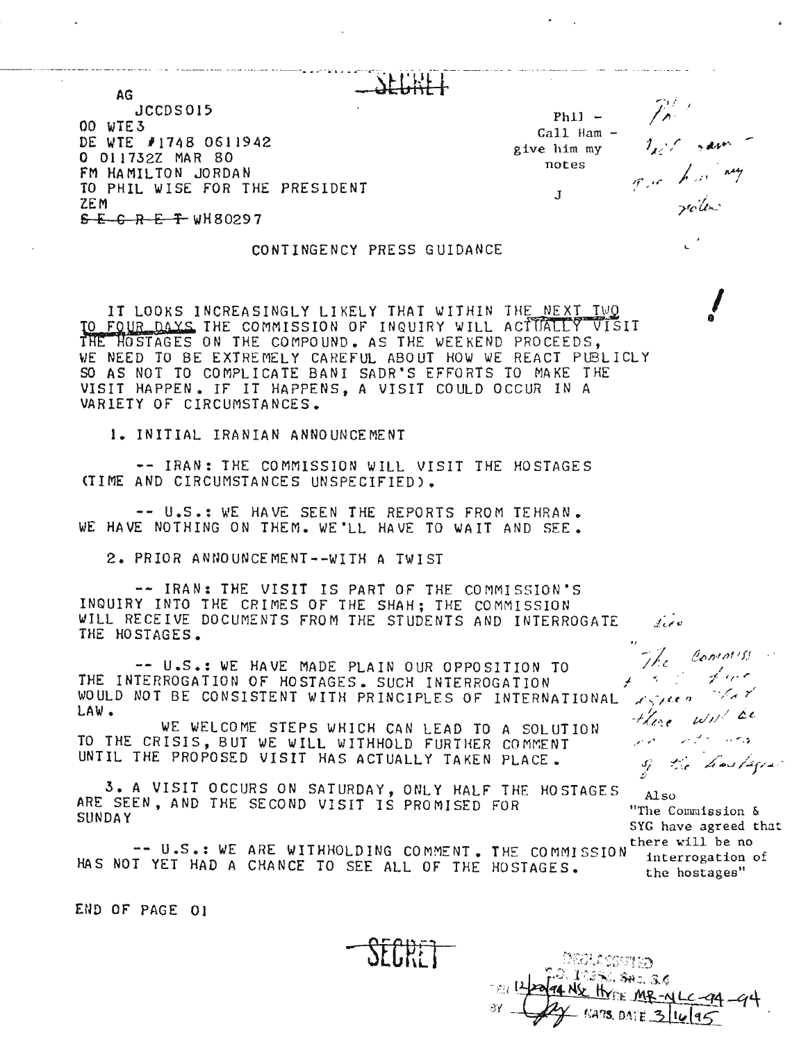SECRET

AG
JCCDS015
OO WTE3
DE WTE #1748 0611942
O 011732Z MAR 80
FM HAMILTON JORDAN
TO PHIL WISE FOR THE PRESIDENT
ZEM
~~SECRET~~ WH80297

Phil –
Call Ham –
give him my
notes

J

### CONTINGENCY PRESS GUIDANCE

IT LOOKS INCREASINGLY LIKELY THAT WITHIN THE NEXT TWO TO FOUR DAYS THE COMMISSION OF INQUIRY WILL ACTUALLY VISIT THE HOSTAGES ON THE COMPOUND. AS THE WEEKEND PROCEEDS, WE NEED TO BE EXTREMELY CAREFUL ABOUT HOW WE REACT PUBLICLY SO AS NOT TO COMPLICATE BANI SADR'S EFFORTS TO MAKE THE VISIT HAPPEN. IF IT HAPPENS, A VISIT COULD OCCUR IN A VARIETY OF CIRCUMSTANCES.

1. INITIAL IRANIAN ANNOUNCEMENT

-- IRAN: THE COMMISSION WILL VISIT THE HOSTAGES (TIME AND CIRCUMSTANCES UNSPECIFIED).

-- U.S.: WE HAVE SEEN THE REPORTS FROM TEHRAN. WE HAVE NOTHING ON THEM. WE'LL HAVE TO WAIT AND SEE.

2. PRIOR ANNOUNCEMENT--WITH A TWIST

-- IRAN: THE VISIT IS PART OF THE COMMISSION'S INQUIRY INTO THE CRIMES OF THE SHAH; THE COMMISSION WILL RECEIVE DOCUMENTS FROM THE STUDENTS AND INTERROGATE THE HOSTAGES.

-- U.S.: WE HAVE MADE PLAIN OUR OPPOSITION TO THE INTERROGATION OF HOSTAGES. SUCH INTERROGATION WOULD NOT BE CONSISTENT WITH PRINCIPLES OF INTERNATIONAL LAW.

WE WELCOME STEPS WHICH CAN LEAD TO A SOLUTION TO THE CRISIS, BUT WE WILL WITHHOLD FURTHER COMMENT UNTIL THE PROPOSED VISIT HAS ACTUALLY TAKEN PLACE.

3. A VISIT OCCURS ON SATURDAY, ONLY HALF THE HOSTAGES ARE SEEN, AND THE SECOND VISIT IS PROMISED FOR SUNDAY

-- U.S.: WE ARE WITHHOLDING COMMENT. THE COMMISSION HAS NOT YET HAD A CHANCE TO SEE ALL OF THE HOSTAGES.

Also
"The Commission & SYG have agreed that there will be no interrogation of the hostages"

END OF PAGE 01

SECRET

DECLASSIFIED
E.O. 12958, Sec. 3.6
PER 12/20/94 NSC HYPE MR-NLC-94-94
BY [initials] NARS, DATE 3/16/95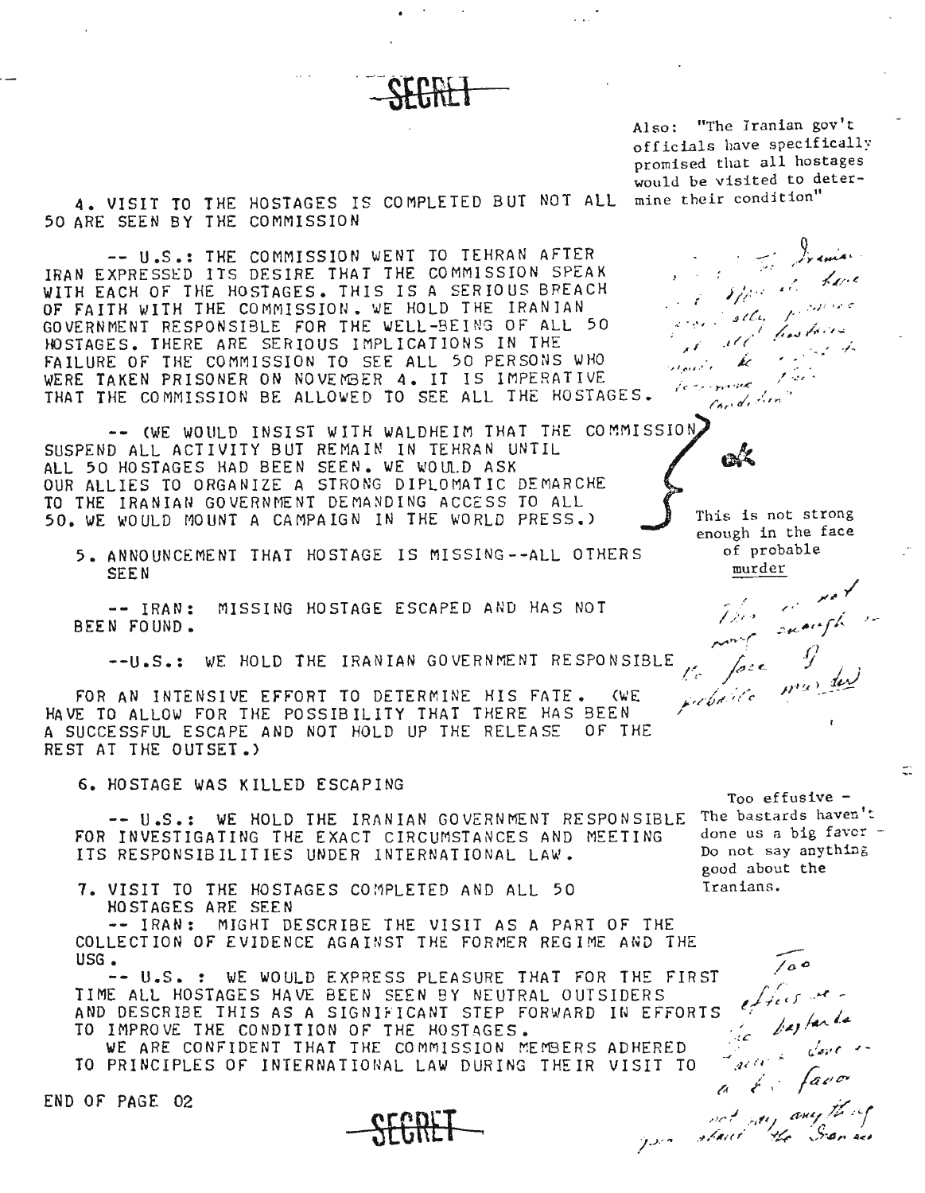SECRET

Also: "The Iranian gov't officials have specifically promised that all hostages would be visited to determine their condition"

4. VISIT TO THE HOSTAGES IS COMPLETED BUT NOT ALL 50 ARE SEEN BY THE COMMISSION

-- U.S.: THE COMMISSION WENT TO TEHRAN AFTER IRAN EXPRESSED ITS DESIRE THAT THE COMMISSION SPEAK WITH EACH OF THE HOSTAGES. THIS IS A SERIOUS BREACH OF FAITH WITH THE COMMISSION. WE HOLD THE IRANIAN GOVERNMENT RESPONSIBLE FOR THE WELL-BEING OF ALL 50 HOSTAGES. THERE ARE SERIOUS IMPLICATIONS IN THE FAILURE OF THE COMMISSION TO SEE ALL 50 PERSONS WHO WERE TAKEN PRISONER ON NOVEMBER 4. IT IS IMPERATIVE THAT THE COMMISSION BE ALLOWED TO SEE ALL THE HOSTAGES.

-- (WE WOULD INSIST WITH WALDHEIM THAT THE COMMISSION SUSPEND ALL ACTIVITY BUT REMAIN IN TEHRAN UNTIL ALL 50 HOSTAGES HAD BEEN SEEN. WE WOULD ASK OUR ALLIES TO ORGANIZE A STRONG DIPLOMATIC DEMARCHE TO THE IRANIAN GOVERNMENT DEMANDING ACCESS TO ALL 50. WE WOULD MOUNT A CAMPAIGN IN THE WORLD PRESS.)

ok

This is not strong enough in the face of probable murder

5. ANNOUNCEMENT THAT HOSTAGE IS MISSING--ALL OTHERS SEEN

-- IRAN: MISSING HOSTAGE ESCAPED AND HAS NOT BEEN FOUND.

--U.S.: WE HOLD THE IRANIAN GOVERNMENT RESPONSIBLE FOR AN INTENSIVE EFFORT TO DETERMINE HIS FATE. (WE HAVE TO ALLOW FOR THE POSSIBILITY THAT THERE HAS BEEN A SUCCESSFUL ESCAPE AND NOT HOLD UP THE RELEASE OF THE REST AT THE OUTSET.)

6. HOSTAGE WAS KILLED ESCAPING

-- U.S.: WE HOLD THE IRANIAN GOVERNMENT RESPONSIBLE FOR INVESTIGATING THE EXACT CIRCUMSTANCES AND MEETING ITS RESPONSIBILITIES UNDER INTERNATIONAL LAW.

Too effusive - The bastards haven't done us a big favor - Do not say anything good about the Iranians.

7. VISIT TO THE HOSTAGES COMPLETED AND ALL 50 HOSTAGES ARE SEEN

-- IRAN: MIGHT DESCRIBE THE VISIT AS A PART OF THE COLLECTION OF EVIDENCE AGAINST THE FORMER REGIME AND THE USG.

-- U.S. : WE WOULD EXPRESS PLEASURE THAT FOR THE FIRST TIME ALL HOSTAGES HAVE BEEN SEEN BY NEUTRAL OUTSIDERS AND DESCRIBE THIS AS A SIGNIFICANT STEP FORWARD IN EFFORTS TO IMPROVE THE CONDITION OF THE HOSTAGES.

WE ARE CONFIDENT THAT THE COMMISSION MEMBERS ADHERED TO PRINCIPLES OF INTERNATIONAL LAW DURING THEIR VISIT TO

END OF PAGE 02

SECRET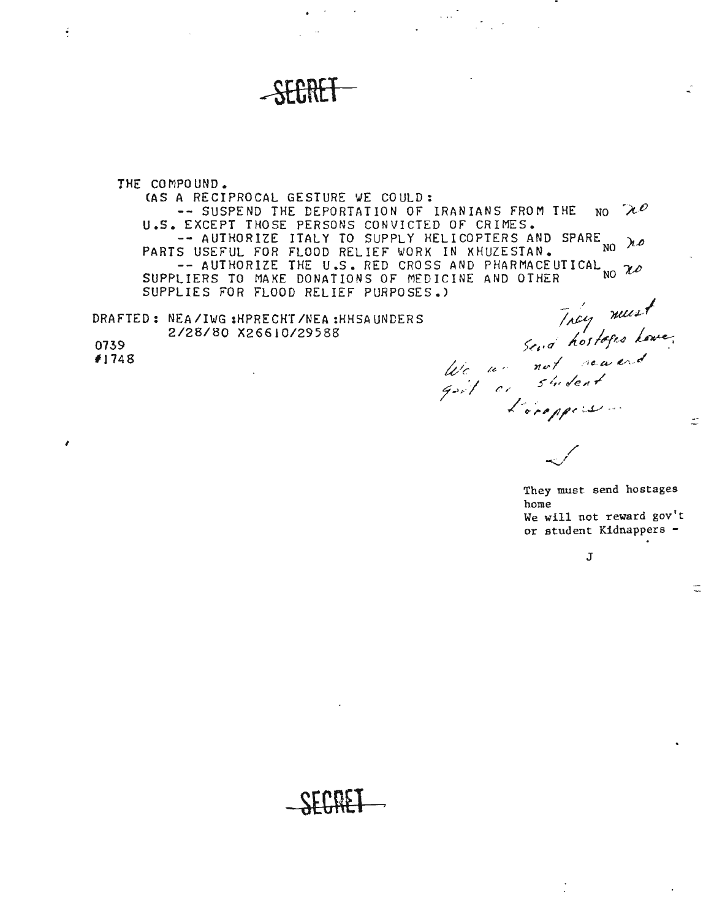~~SECRET~~

THE COMPOUND.

(AS A RECIPROCAL GESTURE WE COULD:

-- SUSPEND THE DEPORTATION OF IRANIANS FROM THE U.S. EXCEPT THOSE PERSONS CONVICTED OF CRIMES. NO *no*

-- AUTHORIZE ITALY TO SUPPLY HELICOPTERS AND SPARE PARTS USEFUL FOR FLOOD RELIEF WORK IN KHUZESTAN. NO *no*

-- AUTHORIZE THE U.S. RED CROSS AND PHARMACEUTICAL SUPPLIERS TO MAKE DONATIONS OF MEDICINE AND OTHER SUPPLIES FOR FLOOD RELIEF PURPOSES.) NO *no*

DRAFTED: NEA/IWG:HPRECHT/NEA:HHSAUNDERS
2/28/80 X26610/29588

0739
#1748

*They must send hostages home. We will not reward gov't or student kidnappers -*

*J*

They must send hostages home
We will not reward gov't or student Kidnappers -

J

~~SECRET~~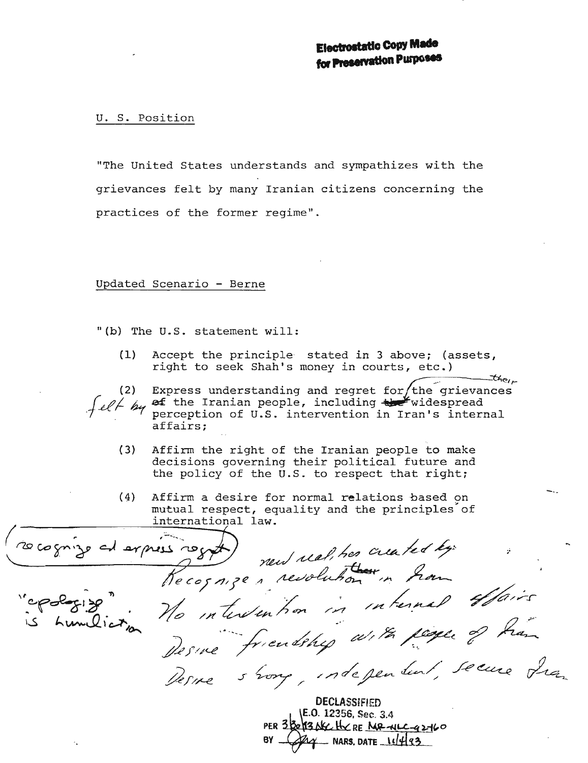Electrostatic Copy Made for Preservation Purposes

U. S. Position

"The United States understands and sympathizes with the grievances felt by many Iranian citizens concerning the practices of the former regime".

Updated Scenario - Berne

"(b) The U.S. statement will:

(1) Accept the principle stated in 3 above; (assets, right to seek Shah's money in courts, etc.)

(2) Express understanding and regret for their the grievances felt by ~~of~~ the Iranian people, including ~~the~~ widespread perception of U.S. intervention in Iran's internal affairs;

(3) Affirm the right of the Iranian people to make decisions governing their political future and the policy of the U.S. to respect that right;

(4) Affirm a desire for normal relations based on mutual respect, equality and the principles of international law.

(recognize ~~&~~ express regret)

"apologize" is humiliation

Recognize new realities created by ~~the~~ their revolution in Iran

No intervention in internal affairs

Desire friendship with the people of Iran

Desire strong, independent, secure Iran

DECLASSIFIED
E.O. 12356, Sec. 3.4
PER 3/30/93 NSC Ltr RE NLC-92-160
BY [signature] NARS, DATE 11/4/93